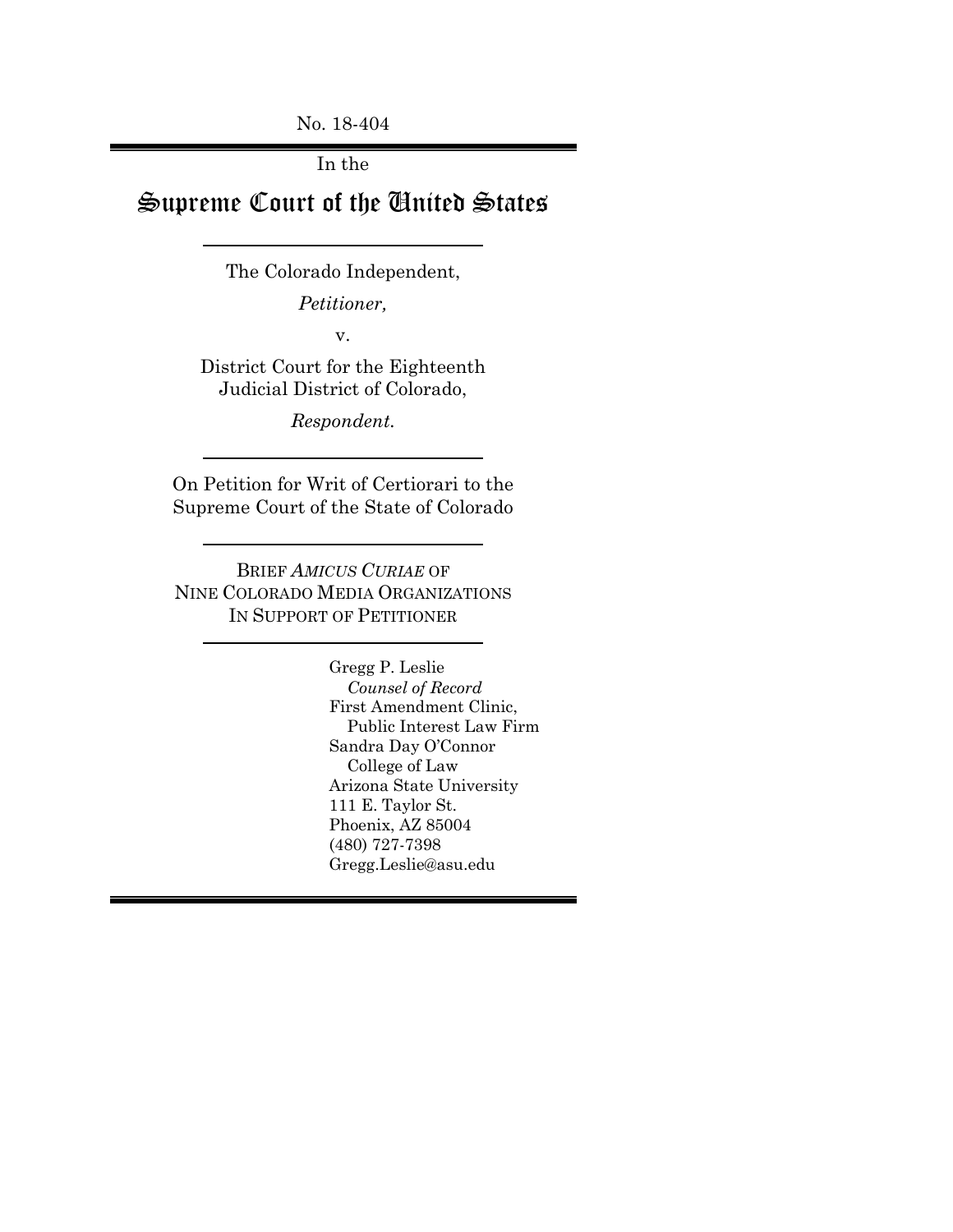No. 18-404

In the

# Supreme Court of the United States

The Colorado Independent,

*Petitioner,*

v.

District Court for the Eighteenth Judicial District of Colorado,

*Respondent.*

On Petition for Writ of Certiorari to the Supreme Court of the State of Colorado

BRIEF *AMICUS CURIAE* OF NINE COLORADO MEDIA ORGANIZATIONS IN SUPPORT OF PETITIONER

Gregg P. Leslie
*Counsel of Record*
First Amendment Clinic,
Public Interest Law Firm
Sandra Day O'Connor
College of Law
Arizona State University
111 E. Taylor St.
Phoenix, AZ 85004
(480) 727-7398
Gregg.Leslie@asu.edu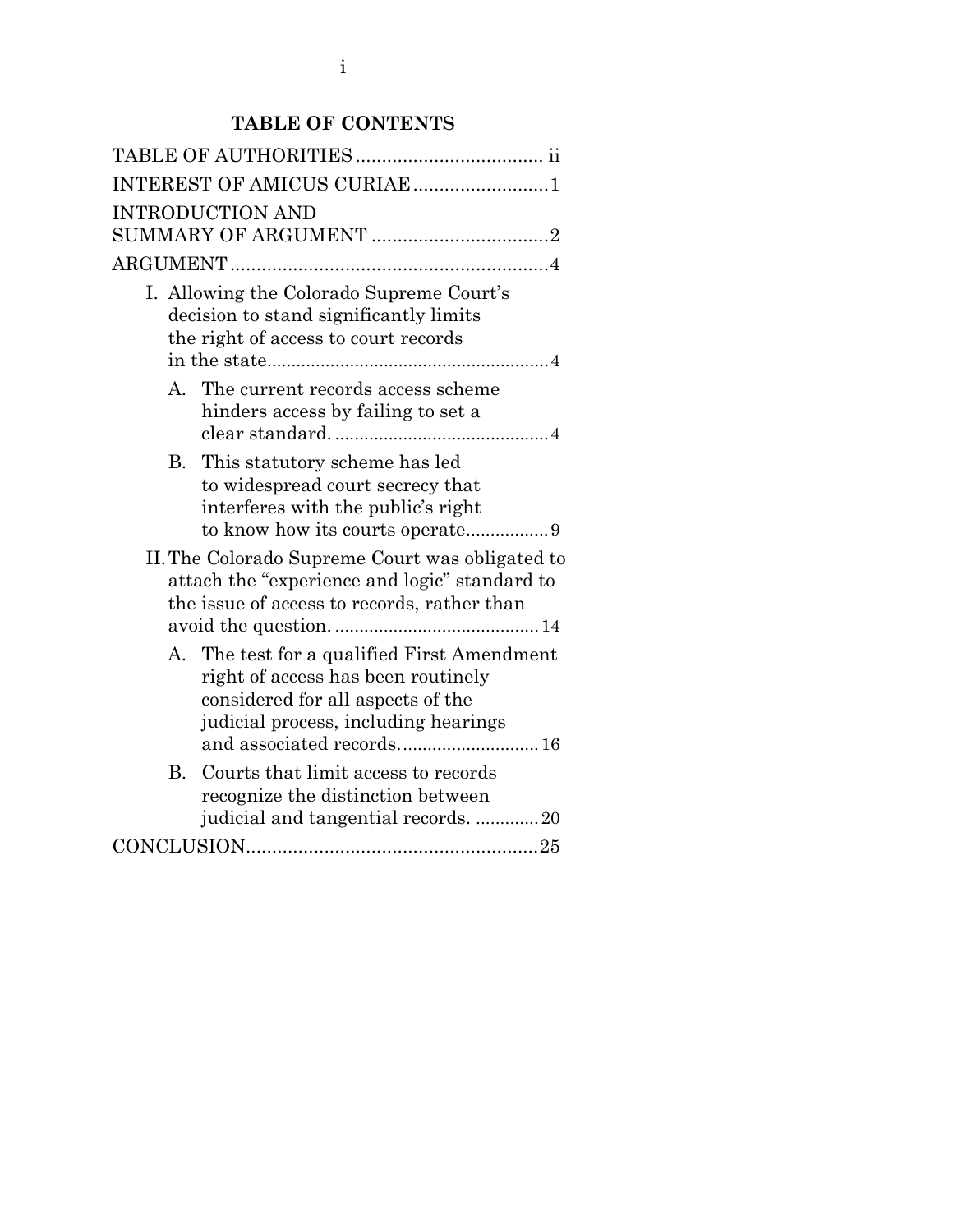# TABLE OF CONTENTS

TABLE OF AUTHORITIES .................................... ii

INTEREST OF AMICUS CURIAE .......................... 1

INTRODUCTION AND SUMMARY OF ARGUMENT .................................. 2

ARGUMENT ............................................................. 4

- I. Allowing the Colorado Supreme Court's decision to stand significantly limits the right of access to court records in the state .......................................................... 4
  - A. The current records access scheme hinders access by failing to set a clear standard. ........................................... 4
  - B. This statutory scheme has led to widespread court secrecy that interferes with the public's right to know how its courts operate ................. 9
- II. The Colorado Supreme Court was obligated to attach the "experience and logic" standard to the issue of access to records, rather than avoid the question. .......................................... 14
  - A. The test for a qualified First Amendment right of access has been routinely considered for all aspects of the judicial process, including hearings and associated records. ............................ 16
  - B. Courts that limit access to records recognize the distinction between judicial and tangential records. ............. 20

CONCLUSION ........................................................ 25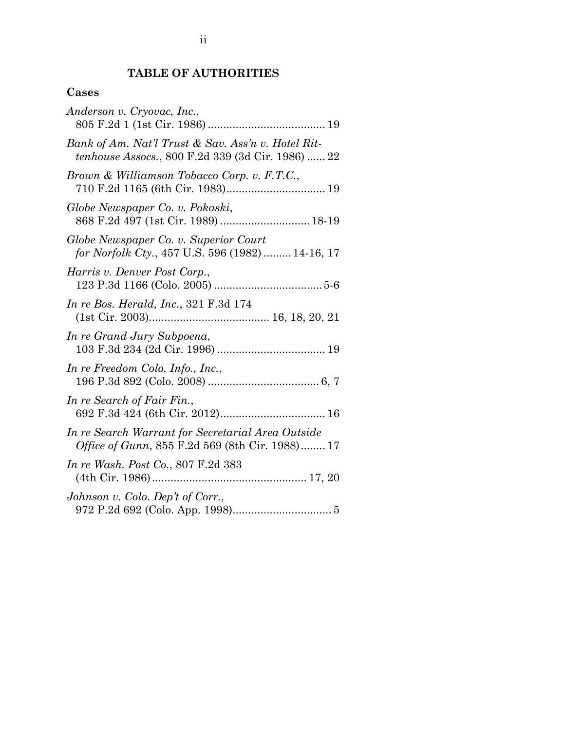## TABLE OF AUTHORITIES

### Cases

*Anderson v. Cryovac, Inc.*, 805 F.2d 1 (1st Cir. 1986) ...................................... 19

*Bank of Am. Nat'l Trust & Sav. Ass'n v. Hotel Rittenhouse Assocs.*, 800 F.2d 339 (3d Cir. 1986) ...... 22

*Brown & Williamson Tobacco Corp. v. F.T.C.*, 710 F.2d 1165 (6th Cir. 1983)................................ 19

*Globe Newspaper Co. v. Pokaski*, 868 F.2d 497 (1st Cir. 1989) ............................ 18-19

*Globe Newspaper Co. v. Superior Court for Norfolk Cty.*, 457 U.S. 596 (1982) ......... 14-16, 17

*Harris v. Denver Post Corp.*, 123 P.3d 1166 (Colo. 2005) ................................... 5-6

*In re Bos. Herald, Inc.*, 321 F.3d 174 (1st Cir. 2003)....................................... 16, 18, 20, 21

*In re Grand Jury Subpoena*, 103 F.3d 234 (2d Cir. 1996) ................................... 19

*In re Freedom Colo. Info., Inc.*, 196 P.3d 892 (Colo. 2008) .................................... 6, 7

*In re Search of Fair Fin.*, 692 F.3d 424 (6th Cir. 2012).................................. 16

*In re Search Warrant for Secretarial Area Outside Office of Gunn*, 855 F.2d 569 (8th Cir. 1988)........ 17

*In re Wash. Post Co.*, 807 F.2d 383 (4th Cir. 1986)................................................. 17, 20

*Johnson v. Colo. Dep't of Corr.*, 972 P.2d 692 (Colo. App. 1998)................................ 5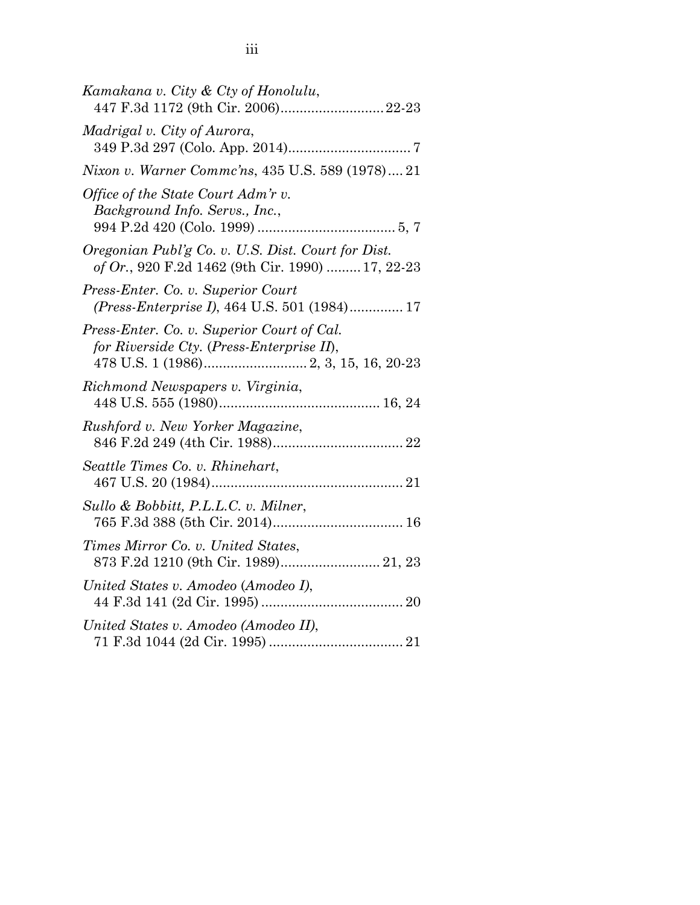*Kamakana v. City & Cty of Honolulu*,
447 F.3d 1172 (9th Cir. 2006)........................... 22-23

*Madrigal v. City of Aurora*,
349 P.3d 297 (Colo. App. 2014)................................ 7

*Nixon v. Warner Commc'ns*, 435 U.S. 589 (1978).... 21

*Office of the State Court Adm'r v. Background Info. Servs., Inc.*,
994 P.2d 420 (Colo. 1999) .................................... 5, 7

*Oregonian Publ'g Co. v. U.S. Dist. Court for Dist. of Or.*, 920 F.2d 1462 (9th Cir. 1990) ......... 17, 22-23

*Press-Enter. Co. v. Superior Court (Press-Enterprise I)*, 464 U.S. 501 (1984).............. 17

*Press-Enter. Co. v. Superior Court of Cal. for Riverside Cty.* (*Press-Enterprise II*),
478 U.S. 1 (1986)........................... 2, 3, 15, 16, 20-23

*Richmond Newspapers v. Virginia*,
448 U.S. 555 (1980).......................................... 16, 24

*Rushford v. New Yorker Magazine*,
846 F.2d 249 (4th Cir. 1988).................................. 22

*Seattle Times Co. v. Rhinehart*,
467 U.S. 20 (1984).................................................. 21

*Sullo & Bobbitt, P.L.L.C. v. Milner*,
765 F.3d 388 (5th Cir. 2014).................................. 16

*Times Mirror Co. v. United States*,
873 F.2d 1210 (9th Cir. 1989).......................... 21, 23

*United States v. Amodeo* (*Amodeo I*),
44 F.3d 141 (2d Cir. 1995) ..................................... 20

*United States v. Amodeo (Amodeo II)*,
71 F.3d 1044 (2d Cir. 1995) ................................... 21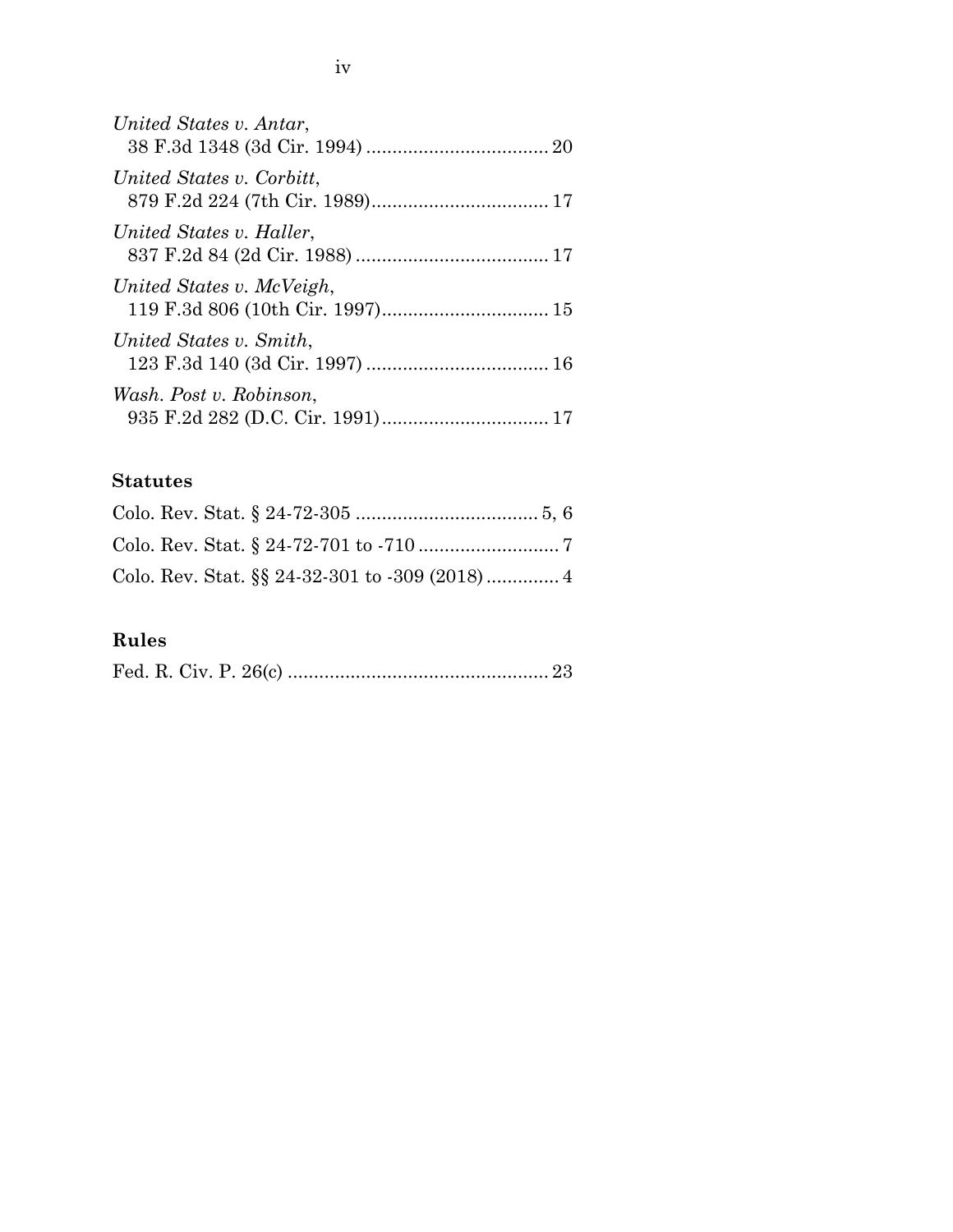*United States v. Antar*,
38 F.3d 1348 (3d Cir. 1994) .................................. 20

*United States v. Corbitt*,
879 F.2d 224 (7th Cir. 1989).................................. 17

*United States v. Haller*,
837 F.2d 84 (2d Cir. 1988) ..................................... 17

*United States v. McVeigh*,
119 F.3d 806 (10th Cir. 1997)................................ 15

*United States v. Smith*,
123 F.3d 140 (3d Cir. 1997) .................................. 16

*Wash. Post v. Robinson*,
935 F.2d 282 (D.C. Cir. 1991)................................ 17

## Statutes

Colo. Rev. Stat. § 24-72-305 .................................. 5, 6

Colo. Rev. Stat. § 24-72-701 to -710 .......................... 7

Colo. Rev. Stat. §§ 24-32-301 to -309 (2018) .............. 4

## Rules

Fed. R. Civ. P. 26(c) .................................................. 23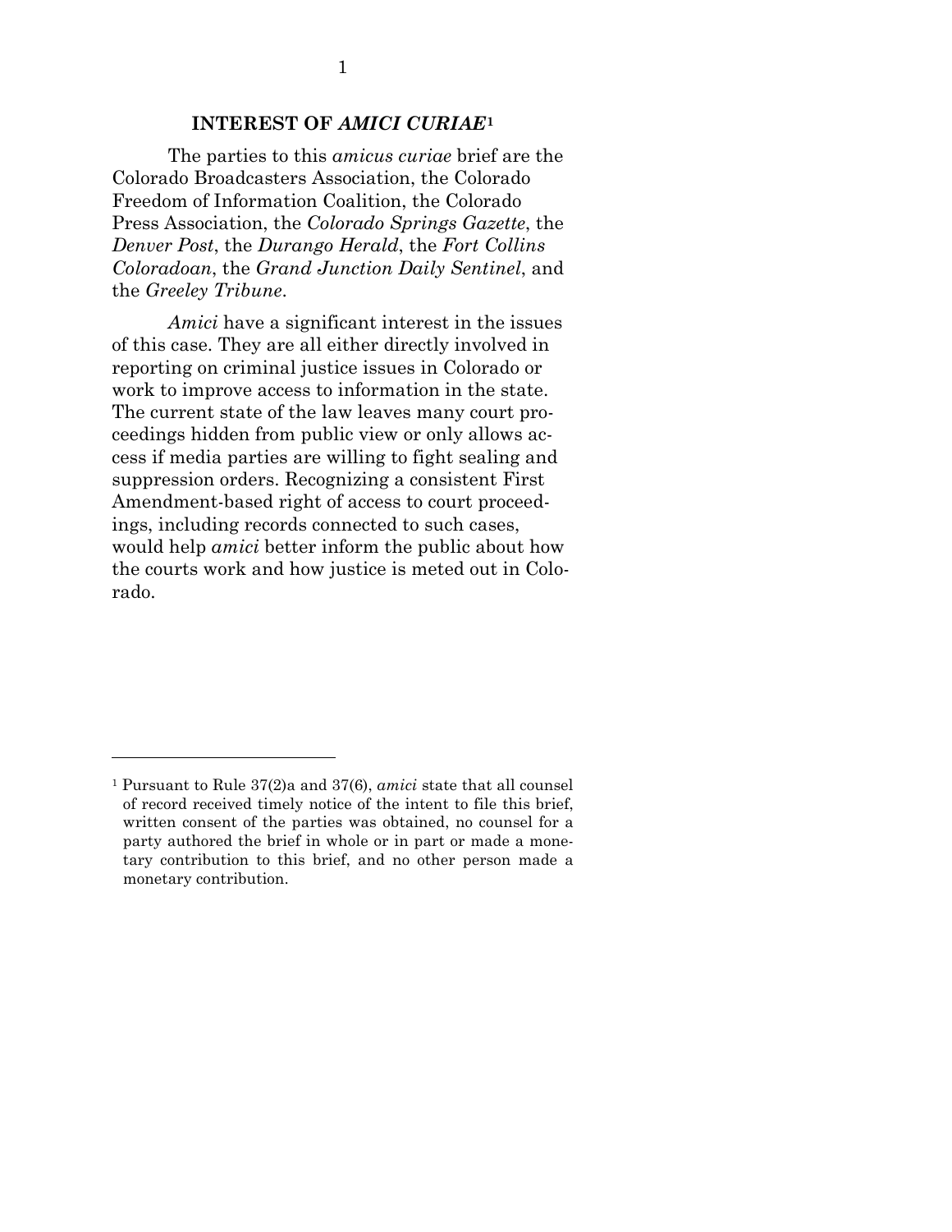## INTEREST OF *AMICI CURIAE*[1]

The parties to this *amicus curiae* brief are the Colorado Broadcasters Association, the Colorado Freedom of Information Coalition, the Colorado Press Association, the *Colorado Springs Gazette*, the *Denver Post*, the *Durango Herald*, the *Fort Collins Coloradoan*, the *Grand Junction Daily Sentinel*, and the *Greeley Tribune*.

*Amici* have a significant interest in the issues of this case. They are all either directly involved in reporting on criminal justice issues in Colorado or work to improve access to information in the state. The current state of the law leaves many court proceedings hidden from public view or only allows access if media parties are willing to fight sealing and suppression orders. Recognizing a consistent First Amendment-based right of access to court proceedings, including records connected to such cases, would help *amici* better inform the public about how the courts work and how justice is meted out in Colorado.

---

[1] Pursuant to Rule 37(2)a and 37(6), *amici* state that all counsel of record received timely notice of the intent to file this brief, written consent of the parties was obtained, no counsel for a party authored the brief in whole or in part or made a monetary contribution to this brief, and no other person made a monetary contribution.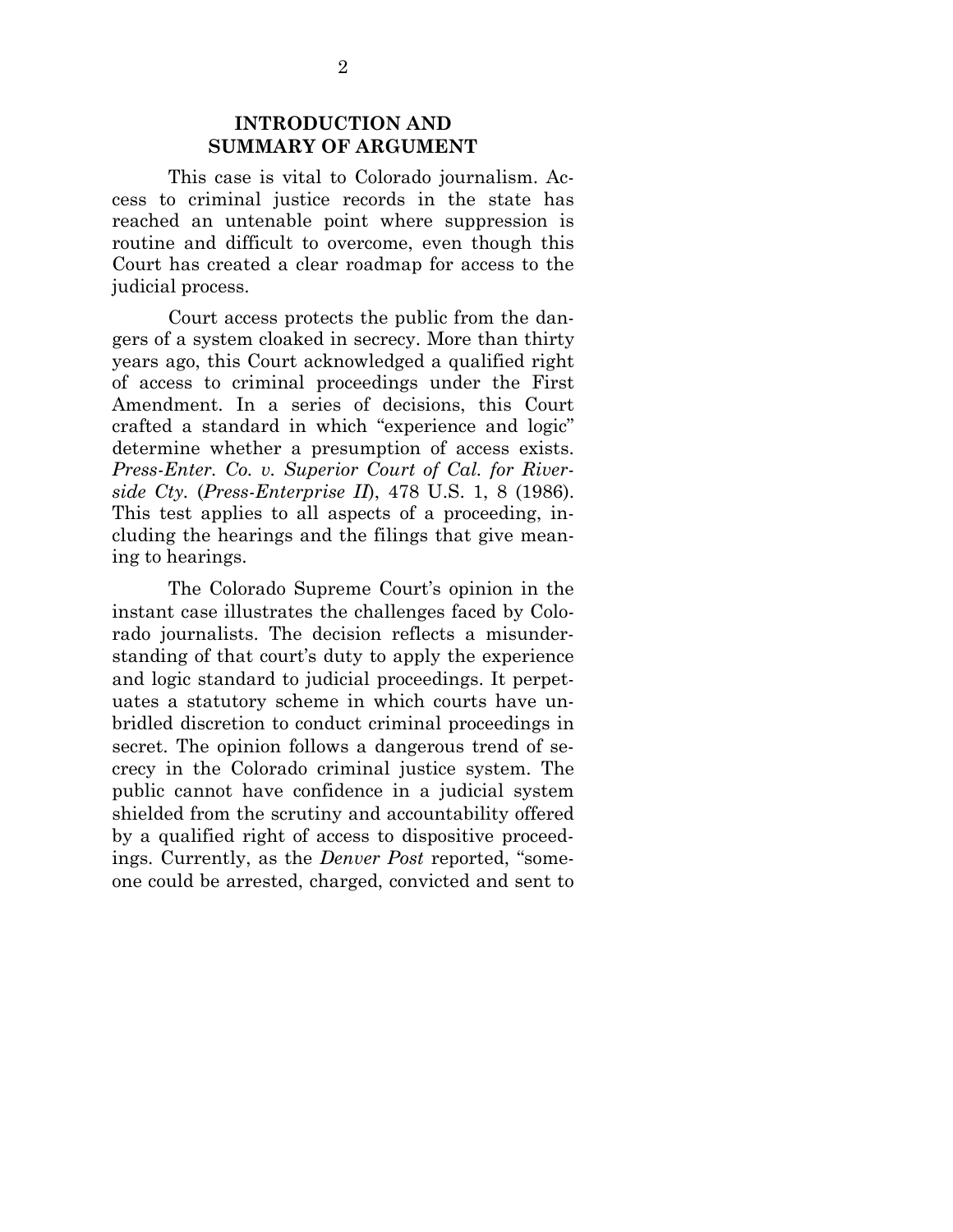## INTRODUCTION AND SUMMARY OF ARGUMENT

This case is vital to Colorado journalism. Access to criminal justice records in the state has reached an untenable point where suppression is routine and difficult to overcome, even though this Court has created a clear roadmap for access to the judicial process.

Court access protects the public from the dangers of a system cloaked in secrecy. More than thirty years ago, this Court acknowledged a qualified right of access to criminal proceedings under the First Amendment. In a series of decisions, this Court crafted a standard in which "experience and logic" determine whether a presumption of access exists. *Press-Enter. Co. v. Superior Court of Cal. for Riverside Cty.* (*Press-Enterprise II*), 478 U.S. 1, 8 (1986). This test applies to all aspects of a proceeding, including the hearings and the filings that give meaning to hearings.

The Colorado Supreme Court's opinion in the instant case illustrates the challenges faced by Colorado journalists. The decision reflects a misunderstanding of that court's duty to apply the experience and logic standard to judicial proceedings. It perpetuates a statutory scheme in which courts have unbridled discretion to conduct criminal proceedings in secret. The opinion follows a dangerous trend of secrecy in the Colorado criminal justice system. The public cannot have confidence in a judicial system shielded from the scrutiny and accountability offered by a qualified right of access to dispositive proceedings. Currently, as the *Denver Post* reported, "someone could be arrested, charged, convicted and sent to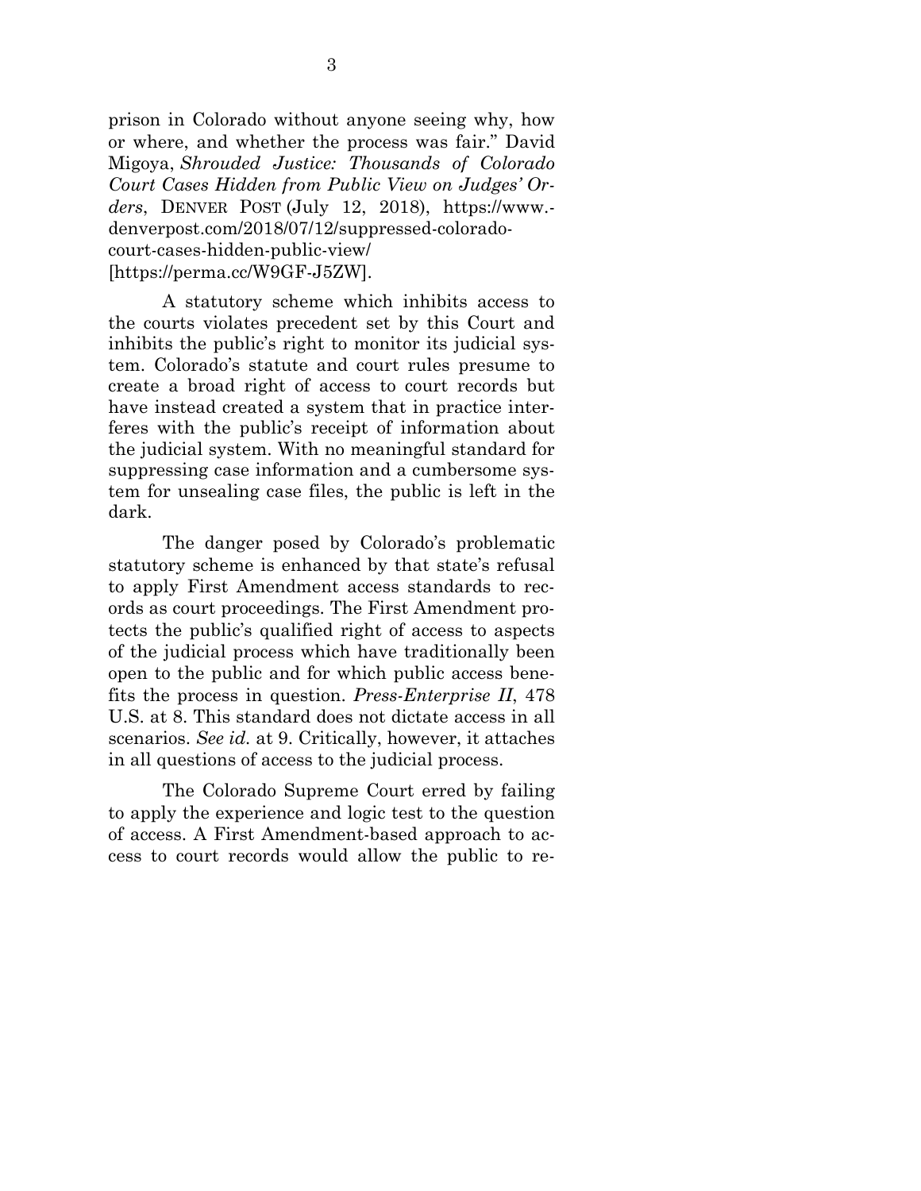prison in Colorado without anyone seeing why, how or where, and whether the process was fair." David Migoya, *Shrouded Justice: Thousands of Colorado Court Cases Hidden from Public View on Judges' Orders*, DENVER POST (July 12, 2018), https://www.denverpost.com/2018/07/12/suppressed-colorado-court-cases-hidden-public-view/ [https://perma.cc/W9GF-J5ZW].

A statutory scheme which inhibits access to the courts violates precedent set by this Court and inhibits the public's right to monitor its judicial system. Colorado's statute and court rules presume to create a broad right of access to court records but have instead created a system that in practice interferes with the public's receipt of information about the judicial system. With no meaningful standard for suppressing case information and a cumbersome system for unsealing case files, the public is left in the dark.

The danger posed by Colorado's problematic statutory scheme is enhanced by that state's refusal to apply First Amendment access standards to records as court proceedings. The First Amendment protects the public's qualified right of access to aspects of the judicial process which have traditionally been open to the public and for which public access benefits the process in question. *Press-Enterprise II*, 478 U.S. at 8. This standard does not dictate access in all scenarios. *See id.* at 9. Critically, however, it attaches in all questions of access to the judicial process.

The Colorado Supreme Court erred by failing to apply the experience and logic test to the question of access. A First Amendment-based approach to access to court records would allow the public to re-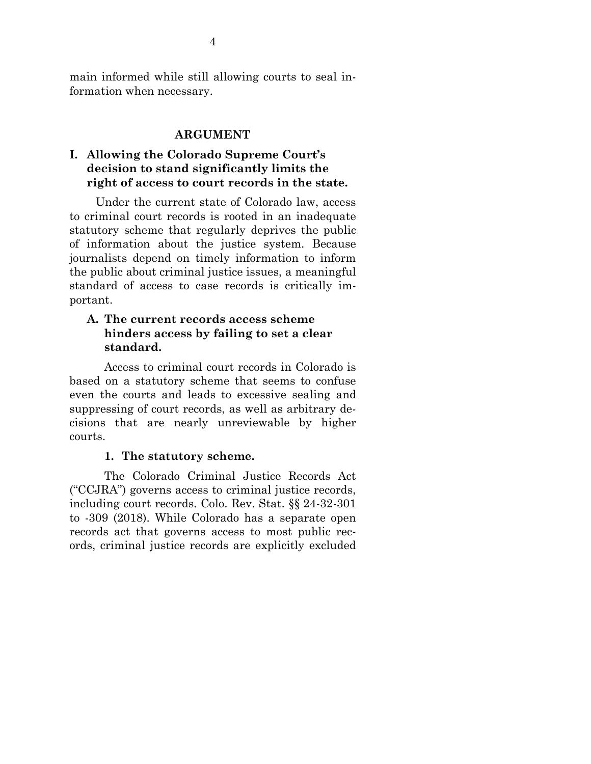main informed while still allowing courts to seal information when necessary.

## ARGUMENT

### I. Allowing the Colorado Supreme Court's decision to stand significantly limits the right of access to court records in the state.

Under the current state of Colorado law, access to criminal court records is rooted in an inadequate statutory scheme that regularly deprives the public of information about the justice system. Because journalists depend on timely information to inform the public about criminal justice issues, a meaningful standard of access to case records is critically important.

#### A. The current records access scheme hinders access by failing to set a clear standard.

Access to criminal court records in Colorado is based on a statutory scheme that seems to confuse even the courts and leads to excessive sealing and suppressing of court records, as well as arbitrary decisions that are nearly unreviewable by higher courts.

##### 1. The statutory scheme.

The Colorado Criminal Justice Records Act ("CCJRA") governs access to criminal justice records, including court records. Colo. Rev. Stat. §§ 24-32-301 to -309 (2018). While Colorado has a separate open records act that governs access to most public records, criminal justice records are explicitly excluded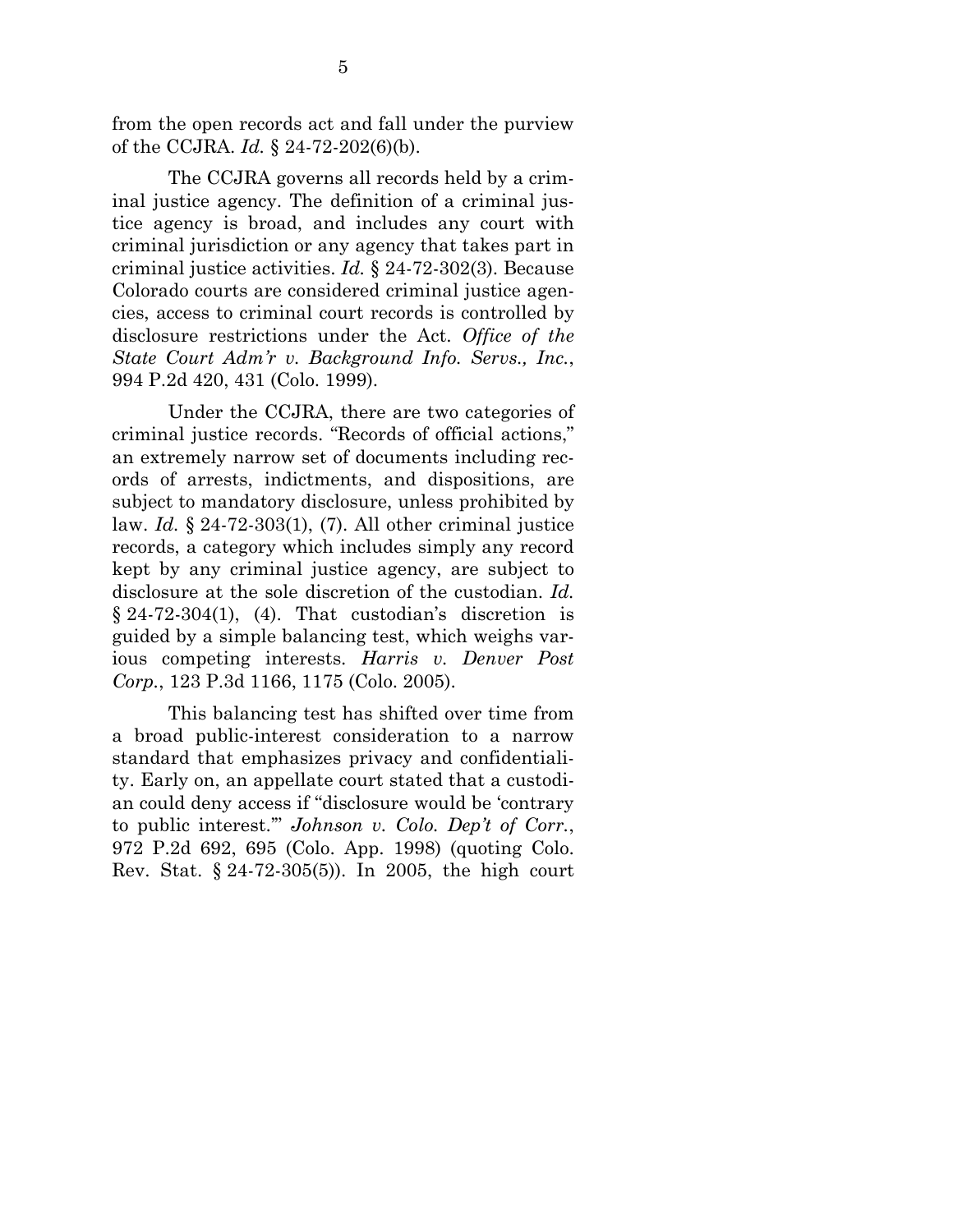from the open records act and fall under the purview of the CCJRA. *Id.* § 24-72-202(6)(b).

The CCJRA governs all records held by a criminal justice agency. The definition of a criminal justice agency is broad, and includes any court with criminal jurisdiction or any agency that takes part in criminal justice activities. *Id.* § 24-72-302(3). Because Colorado courts are considered criminal justice agencies, access to criminal court records is controlled by disclosure restrictions under the Act. *Office of the State Court Adm'r v. Background Info. Servs., Inc.*, 994 P.2d 420, 431 (Colo. 1999).

Under the CCJRA, there are two categories of criminal justice records. "Records of official actions," an extremely narrow set of documents including records of arrests, indictments, and dispositions, are subject to mandatory disclosure, unless prohibited by law. *Id.* § 24-72-303(1), (7). All other criminal justice records, a category which includes simply any record kept by any criminal justice agency, are subject to disclosure at the sole discretion of the custodian. *Id.* § 24-72-304(1), (4). That custodian's discretion is guided by a simple balancing test, which weighs various competing interests. *Harris v. Denver Post Corp.*, 123 P.3d 1166, 1175 (Colo. 2005).

This balancing test has shifted over time from a broad public-interest consideration to a narrow standard that emphasizes privacy and confidentiality. Early on, an appellate court stated that a custodian could deny access if "disclosure would be 'contrary to public interest.'" *Johnson v. Colo. Dep't of Corr.*, 972 P.2d 692, 695 (Colo. App. 1998) (quoting Colo. Rev. Stat. § 24-72-305(5)). In 2005, the high court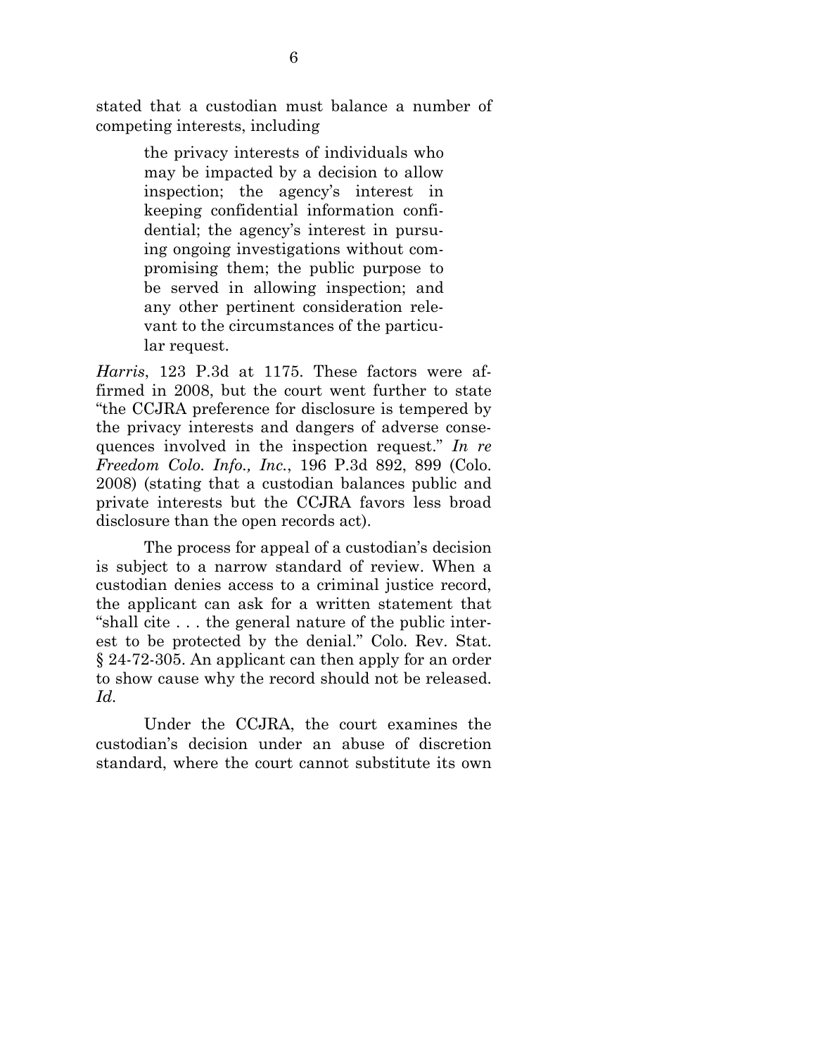stated that a custodian must balance a number of competing interests, including

> the privacy interests of individuals who may be impacted by a decision to allow inspection; the agency's interest in keeping confidential information confidential; the agency's interest in pursuing ongoing investigations without compromising them; the public purpose to be served in allowing inspection; and any other pertinent consideration relevant to the circumstances of the particular request.

*Harris*, 123 P.3d at 1175. These factors were affirmed in 2008, but the court went further to state "the CCJRA preference for disclosure is tempered by the privacy interests and dangers of adverse consequences involved in the inspection request." *In re Freedom Colo. Info., Inc.*, 196 P.3d 892, 899 (Colo. 2008) (stating that a custodian balances public and private interests but the CCJRA favors less broad disclosure than the open records act).

The process for appeal of a custodian's decision is subject to a narrow standard of review. When a custodian denies access to a criminal justice record, the applicant can ask for a written statement that "shall cite . . . the general nature of the public interest to be protected by the denial." Colo. Rev. Stat. § 24-72-305. An applicant can then apply for an order to show cause why the record should not be released. *Id.*

Under the CCJRA, the court examines the custodian's decision under an abuse of discretion standard, where the court cannot substitute its own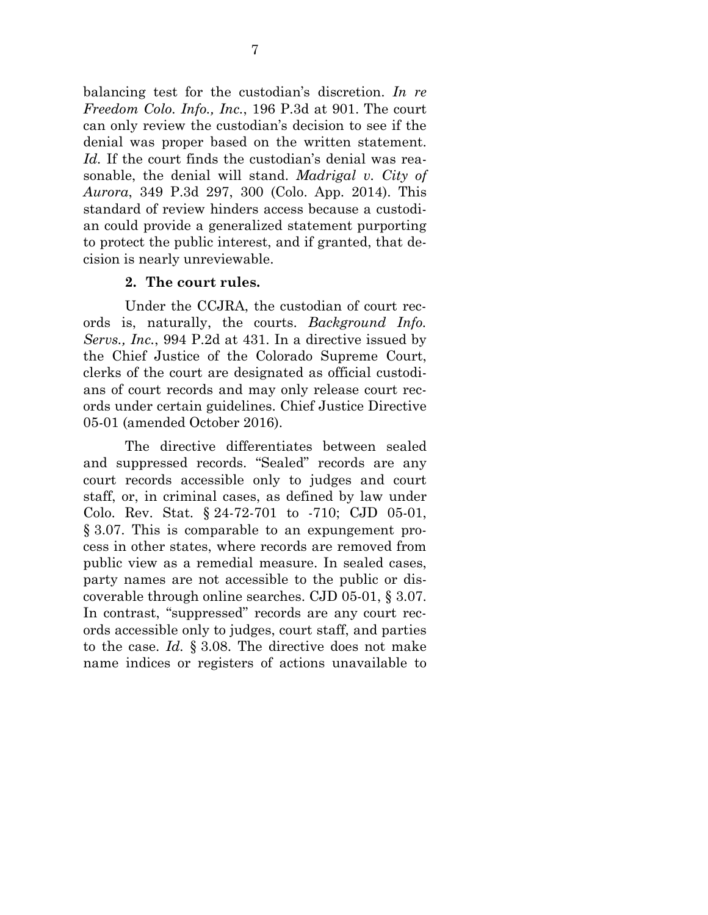balancing test for the custodian's discretion. *In re Freedom Colo. Info., Inc.*, 196 P.3d at 901. The court can only review the custodian's decision to see if the denial was proper based on the written statement. *Id.* If the court finds the custodian's denial was reasonable, the denial will stand. *Madrigal v. City of Aurora*, 349 P.3d 297, 300 (Colo. App. 2014). This standard of review hinders access because a custodian could provide a generalized statement purporting to protect the public interest, and if granted, that decision is nearly unreviewable.

### 2. The court rules.

Under the CCJRA, the custodian of court records is, naturally, the courts. *Background Info. Servs., Inc.*, 994 P.2d at 431. In a directive issued by the Chief Justice of the Colorado Supreme Court, clerks of the court are designated as official custodians of court records and may only release court records under certain guidelines. Chief Justice Directive 05-01 (amended October 2016).

The directive differentiates between sealed and suppressed records. "Sealed" records are any court records accessible only to judges and court staff, or, in criminal cases, as defined by law under Colo. Rev. Stat. § 24-72-701 to -710; CJD 05-01, § 3.07. This is comparable to an expungement process in other states, where records are removed from public view as a remedial measure. In sealed cases, party names are not accessible to the public or discoverable through online searches. CJD 05-01, § 3.07. In contrast, "suppressed" records are any court records accessible only to judges, court staff, and parties to the case. *Id.* § 3.08. The directive does not make name indices or registers of actions unavailable to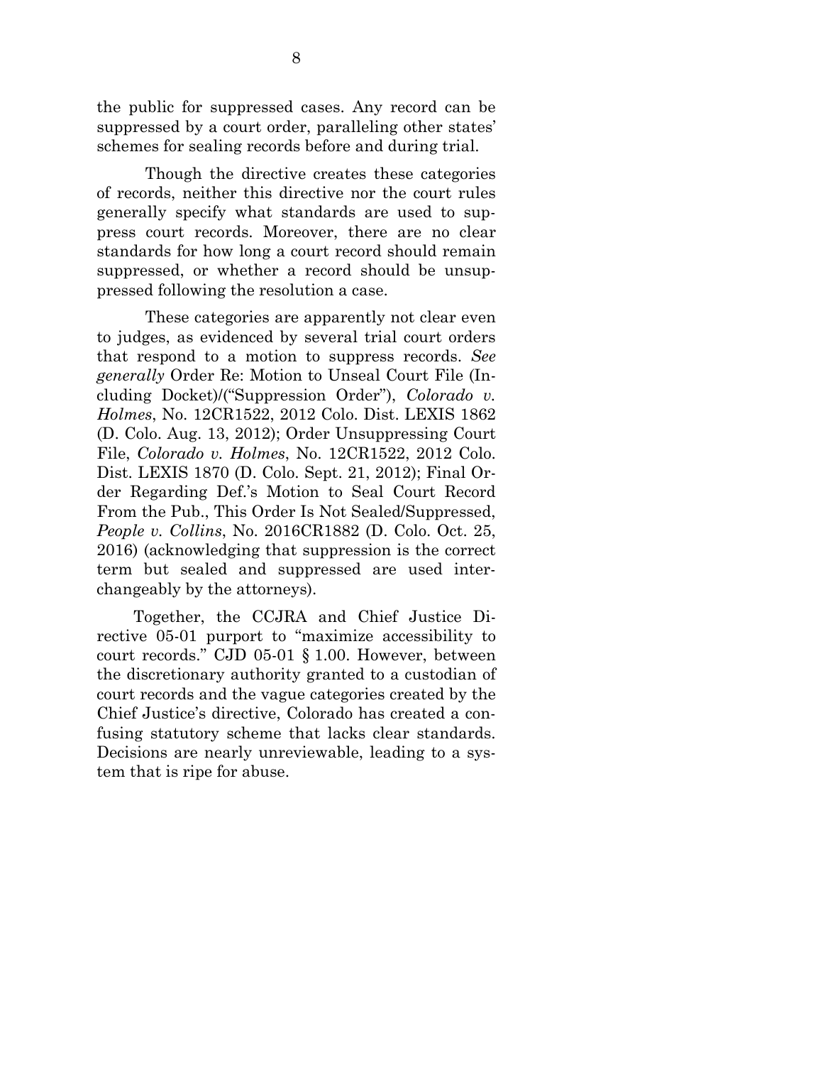the public for suppressed cases. Any record can be suppressed by a court order, paralleling other states' schemes for sealing records before and during trial.

Though the directive creates these categories of records, neither this directive nor the court rules generally specify what standards are used to suppress court records. Moreover, there are no clear standards for how long a court record should remain suppressed, or whether a record should be unsuppressed following the resolution a case.

These categories are apparently not clear even to judges, as evidenced by several trial court orders that respond to a motion to suppress records. *See generally* Order Re: Motion to Unseal Court File (Including Docket)/("Suppression Order"), *Colorado v. Holmes*, No. 12CR1522, 2012 Colo. Dist. LEXIS 1862 (D. Colo. Aug. 13, 2012); Order Unsuppressing Court File, *Colorado v. Holmes*, No. 12CR1522, 2012 Colo. Dist. LEXIS 1870 (D. Colo. Sept. 21, 2012); Final Order Regarding Def.'s Motion to Seal Court Record From the Pub., This Order Is Not Sealed/Suppressed, *People v. Collins*, No. 2016CR1882 (D. Colo. Oct. 25, 2016) (acknowledging that suppression is the correct term but sealed and suppressed are used interchangeably by the attorneys).

Together, the CCJRA and Chief Justice Directive 05-01 purport to "maximize accessibility to court records." CJD 05-01 § 1.00. However, between the discretionary authority granted to a custodian of court records and the vague categories created by the Chief Justice's directive, Colorado has created a confusing statutory scheme that lacks clear standards. Decisions are nearly unreviewable, leading to a system that is ripe for abuse.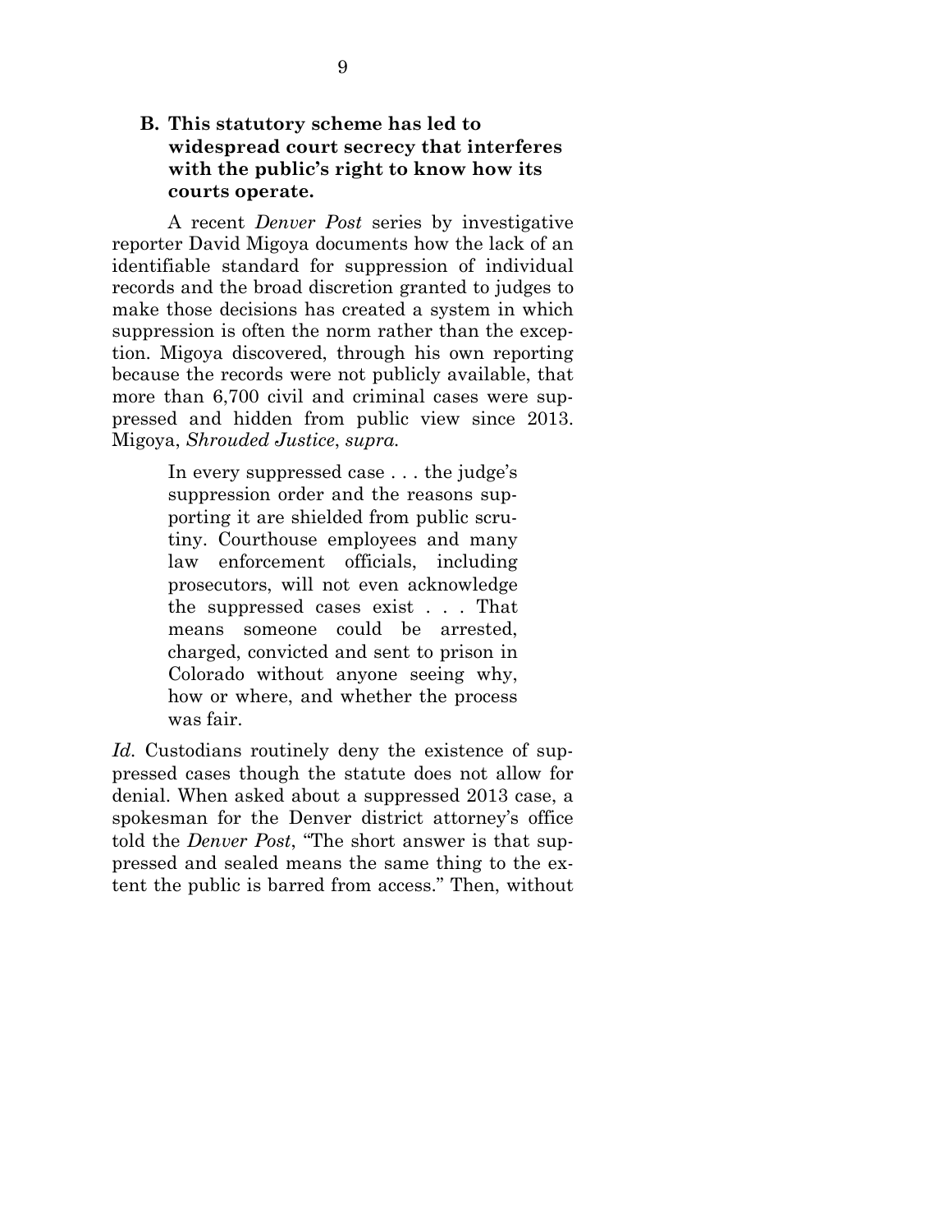### B. This statutory scheme has led to widespread court secrecy that interferes with the public's right to know how its courts operate.

A recent *Denver Post* series by investigative reporter David Migoya documents how the lack of an identifiable standard for suppression of individual records and the broad discretion granted to judges to make those decisions has created a system in which suppression is often the norm rather than the exception. Migoya discovered, through his own reporting because the records were not publicly available, that more than 6,700 civil and criminal cases were suppressed and hidden from public view since 2013. Migoya, *Shrouded Justice*, *supra*.

> In every suppressed case . . . the judge's suppression order and the reasons supporting it are shielded from public scrutiny. Courthouse employees and many law enforcement officials, including prosecutors, will not even acknowledge the suppressed cases exist . . . That means someone could be arrested, charged, convicted and sent to prison in Colorado without anyone seeing why, how or where, and whether the process was fair.

*Id.* Custodians routinely deny the existence of suppressed cases though the statute does not allow for denial. When asked about a suppressed 2013 case, a spokesman for the Denver district attorney's office told the *Denver Post*, "The short answer is that suppressed and sealed means the same thing to the extent the public is barred from access." Then, without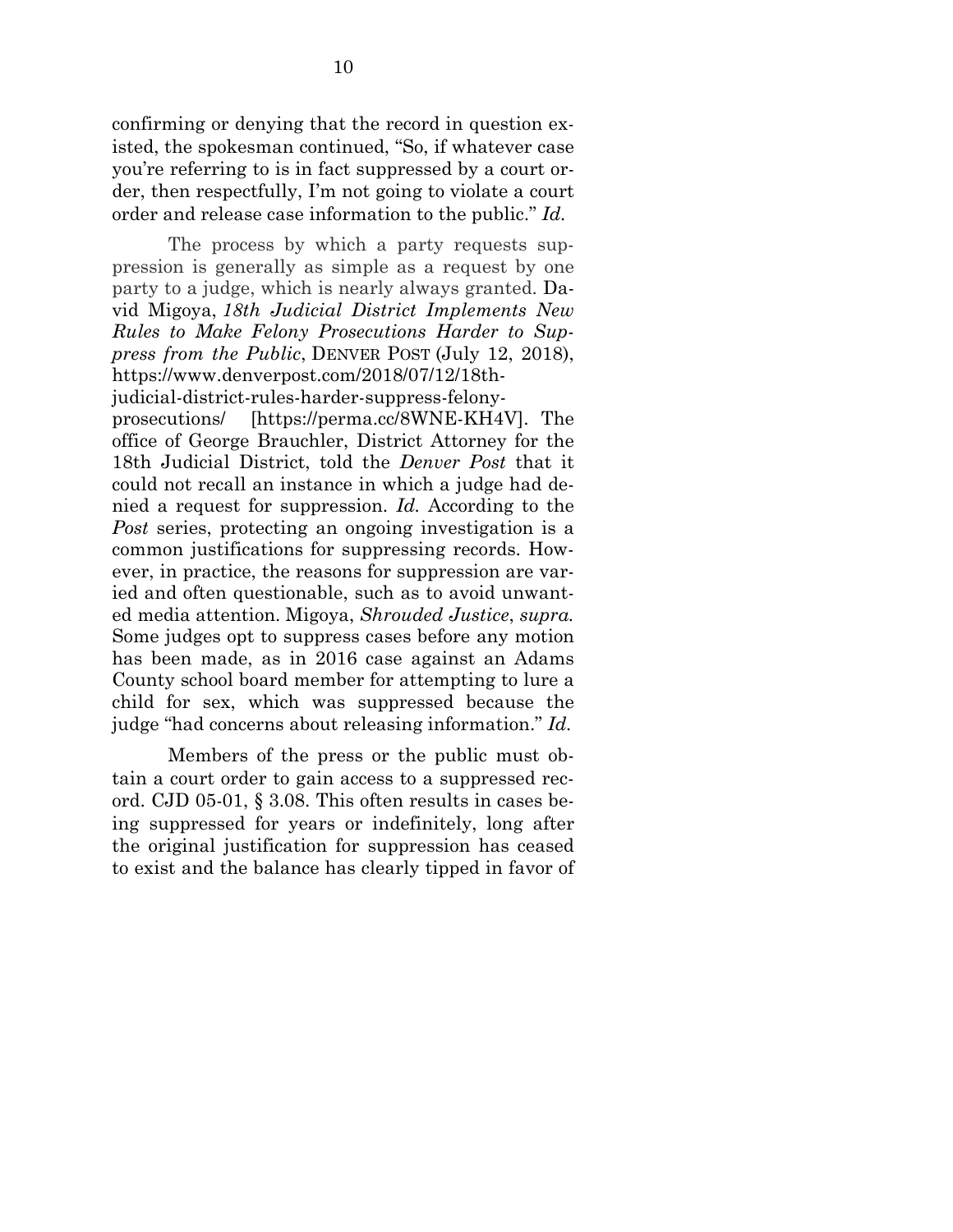confirming or denying that the record in question existed, the spokesman continued, "So, if whatever case you're referring to is in fact suppressed by a court order, then respectfully, I'm not going to violate a court order and release case information to the public." *Id.*

The process by which a party requests suppression is generally as simple as a request by one party to a judge, which is nearly always granted. David Migoya, *18th Judicial District Implements New Rules to Make Felony Prosecutions Harder to Suppress from the Public*, DENVER POST (July 12, 2018), https://www.denverpost.com/2018/07/12/18th-judicial-district-rules-harder-suppress-felony-prosecutions/ [https://perma.cc/8WNE-KH4V]. The office of George Brauchler, District Attorney for the 18th Judicial District, told the *Denver Post* that it could not recall an instance in which a judge had denied a request for suppression. *Id.* According to the *Post* series, protecting an ongoing investigation is a common justifications for suppressing records. However, in practice, the reasons for suppression are varied and often questionable, such as to avoid unwanted media attention. Migoya, *Shrouded Justice*, *supra.* Some judges opt to suppress cases before any motion has been made, as in 2016 case against an Adams County school board member for attempting to lure a child for sex, which was suppressed because the judge "had concerns about releasing information." *Id.*

Members of the press or the public must obtain a court order to gain access to a suppressed record. CJD 05-01, § 3.08. This often results in cases being suppressed for years or indefinitely, long after the original justification for suppression has ceased to exist and the balance has clearly tipped in favor of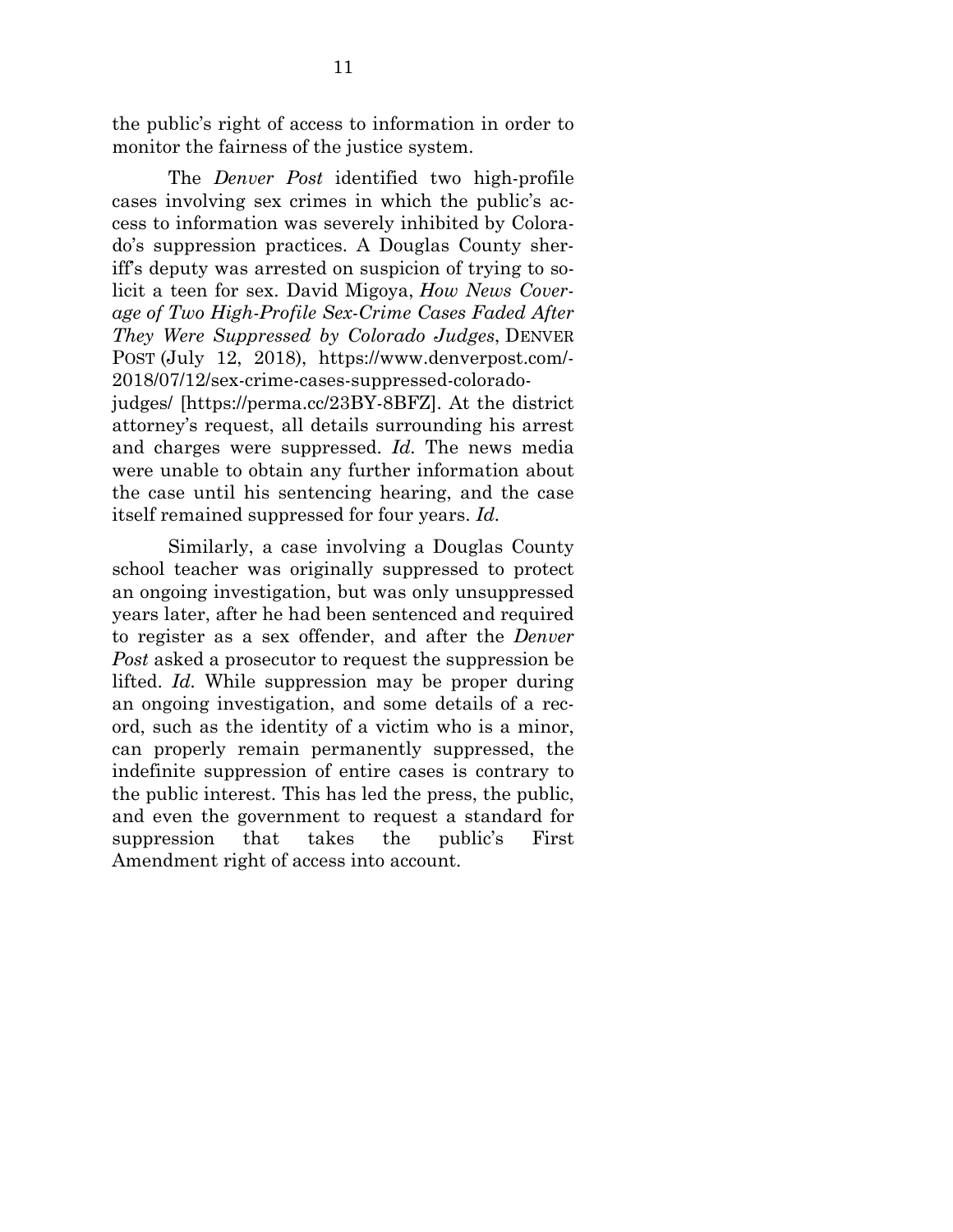the public's right of access to information in order to monitor the fairness of the justice system.

The *Denver Post* identified two high-profile cases involving sex crimes in which the public's access to information was severely inhibited by Colorado's suppression practices. A Douglas County sheriff's deputy was arrested on suspicion of trying to solicit a teen for sex. David Migoya, *How News Coverage of Two High-Profile Sex-Crime Cases Faded After They Were Suppressed by Colorado Judges*, DENVER POST (July 12, 2018), https://www.denverpost.com/-2018/07/12/sex-crime-cases-suppressed-colorado-judges/ [https://perma.cc/23BY-8BFZ]. At the district attorney's request, all details surrounding his arrest and charges were suppressed. *Id.* The news media were unable to obtain any further information about the case until his sentencing hearing, and the case itself remained suppressed for four years. *Id.*

Similarly, a case involving a Douglas County school teacher was originally suppressed to protect an ongoing investigation, but was only unsuppressed years later, after he had been sentenced and required to register as a sex offender, and after the *Denver Post* asked a prosecutor to request the suppression be lifted. *Id.* While suppression may be proper during an ongoing investigation, and some details of a record, such as the identity of a victim who is a minor, can properly remain permanently suppressed, the indefinite suppression of entire cases is contrary to the public interest. This has led the press, the public, and even the government to request a standard for suppression that takes the public's First Amendment right of access into account.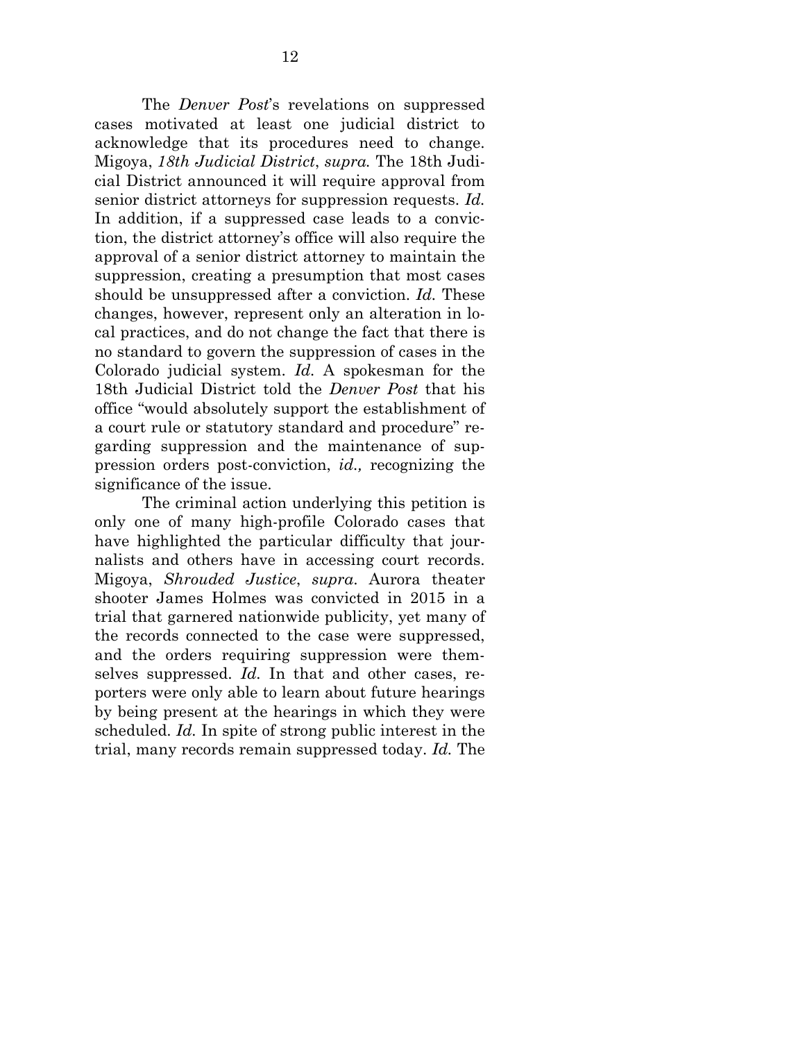The *Denver Post*'s revelations on suppressed cases motivated at least one judicial district to acknowledge that its procedures need to change. Migoya, *18th Judicial District*, *supra.* The 18th Judicial District announced it will require approval from senior district attorneys for suppression requests. *Id.* In addition, if a suppressed case leads to a conviction, the district attorney's office will also require the approval of a senior district attorney to maintain the suppression, creating a presumption that most cases should be unsuppressed after a conviction. *Id.* These changes, however, represent only an alteration in local practices, and do not change the fact that there is no standard to govern the suppression of cases in the Colorado judicial system. *Id.* A spokesman for the 18th Judicial District told the *Denver Post* that his office "would absolutely support the establishment of a court rule or statutory standard and procedure" regarding suppression and the maintenance of suppression orders post-conviction, *id.,* recognizing the significance of the issue.

The criminal action underlying this petition is only one of many high-profile Colorado cases that have highlighted the particular difficulty that journalists and others have in accessing court records. Migoya, *Shrouded Justice*, *supra*. Aurora theater shooter James Holmes was convicted in 2015 in a trial that garnered nationwide publicity, yet many of the records connected to the case were suppressed, and the orders requiring suppression were themselves suppressed. *Id.* In that and other cases, reporters were only able to learn about future hearings by being present at the hearings in which they were scheduled. *Id.* In spite of strong public interest in the trial, many records remain suppressed today. *Id.* The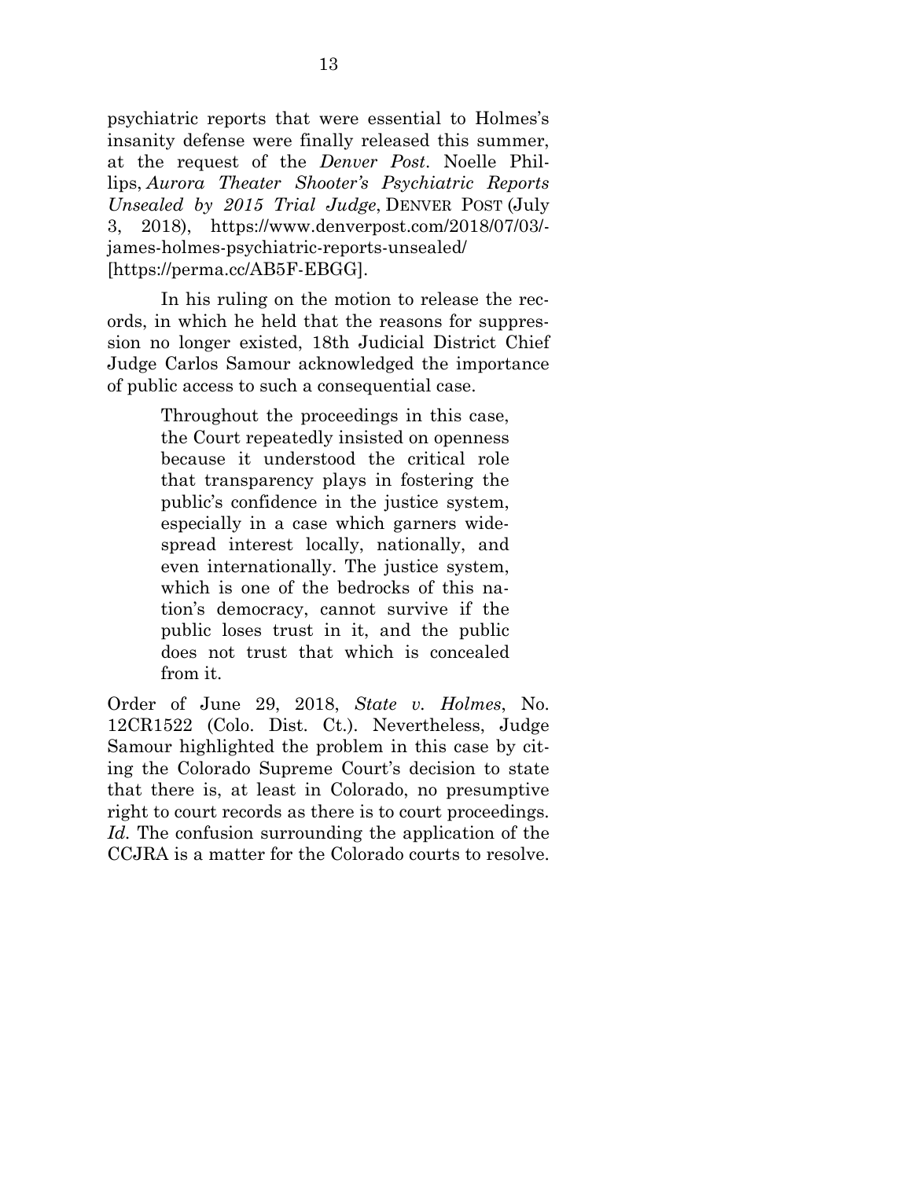psychiatric reports that were essential to Holmes's insanity defense were finally released this summer, at the request of the *Denver Post*. Noelle Phillips, *Aurora Theater Shooter's Psychiatric Reports Unsealed by 2015 Trial Judge*, DENVER POST (July 3, 2018), https://www.denverpost.com/2018/07/03/-james-holmes-psychiatric-reports-unsealed/ [https://perma.cc/AB5F-EBGG].

In his ruling on the motion to release the records, in which he held that the reasons for suppression no longer existed, 18th Judicial District Chief Judge Carlos Samour acknowledged the importance of public access to such a consequential case.

> Throughout the proceedings in this case, the Court repeatedly insisted on openness because it understood the critical role that transparency plays in fostering the public's confidence in the justice system, especially in a case which garners widespread interest locally, nationally, and even internationally. The justice system, which is one of the bedrocks of this nation's democracy, cannot survive if the public loses trust in it, and the public does not trust that which is concealed from it.

Order of June 29, 2018, *State v. Holmes*, No. 12CR1522 (Colo. Dist. Ct.). Nevertheless, Judge Samour highlighted the problem in this case by citing the Colorado Supreme Court's decision to state that there is, at least in Colorado, no presumptive right to court records as there is to court proceedings. *Id.* The confusion surrounding the application of the CCJRA is a matter for the Colorado courts to resolve.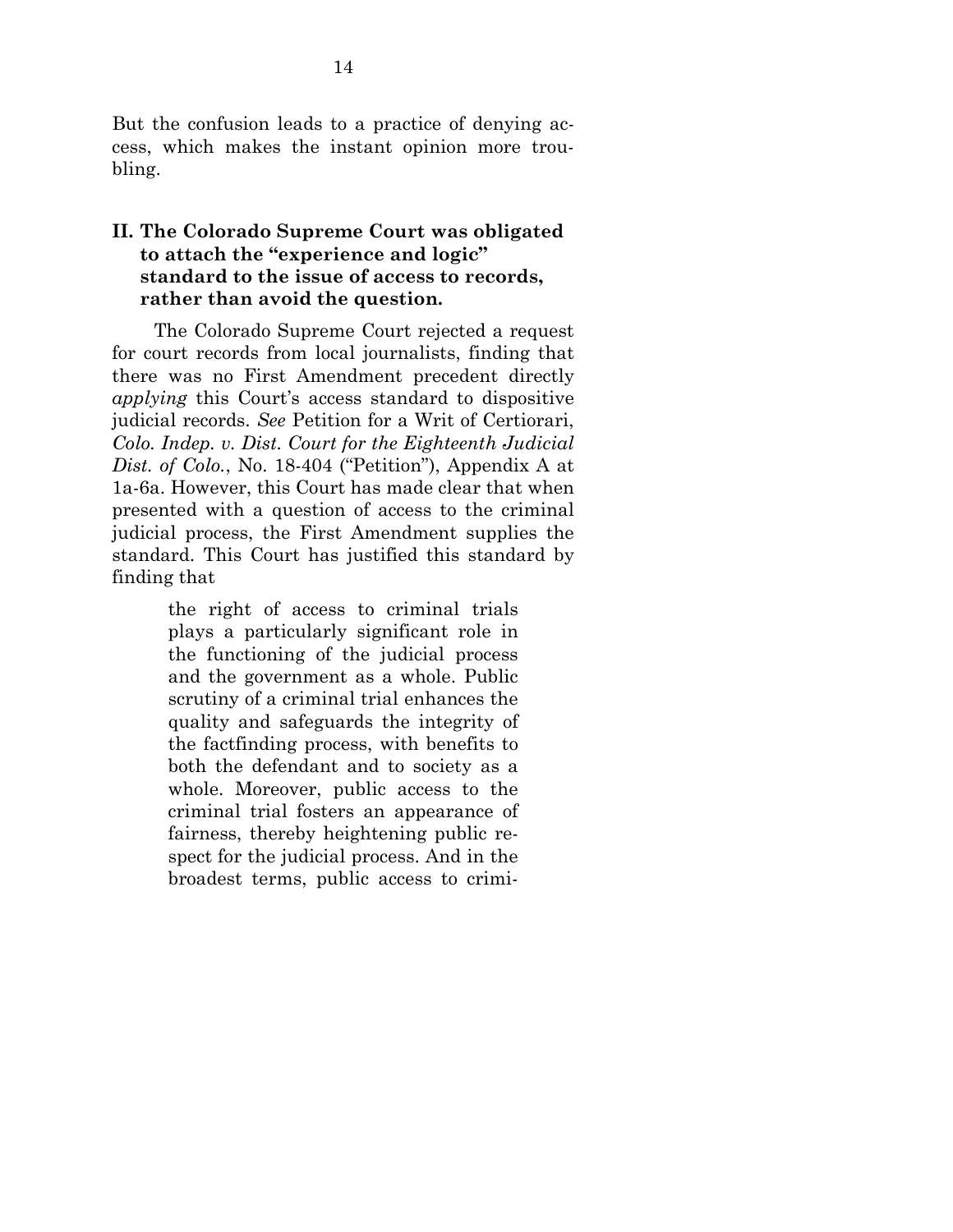But the confusion leads to a practice of denying access, which makes the instant opinion more troubling.

## II. The Colorado Supreme Court was obligated to attach the "experience and logic" standard to the issue of access to records, rather than avoid the question.

The Colorado Supreme Court rejected a request for court records from local journalists, finding that there was no First Amendment precedent directly *applying* this Court's access standard to dispositive judicial records. *See* Petition for a Writ of Certiorari, *Colo. Indep. v. Dist. Court for the Eighteenth Judicial Dist. of Colo.*, No. 18-404 ("Petition"), Appendix A at 1a-6a. However, this Court has made clear that when presented with a question of access to the criminal judicial process, the First Amendment supplies the standard. This Court has justified this standard by finding that

> the right of access to criminal trials plays a particularly significant role in the functioning of the judicial process and the government as a whole. Public scrutiny of a criminal trial enhances the quality and safeguards the integrity of the factfinding process, with benefits to both the defendant and to society as a whole. Moreover, public access to the criminal trial fosters an appearance of fairness, thereby heightening public respect for the judicial process. And in the broadest terms, public access to crimi-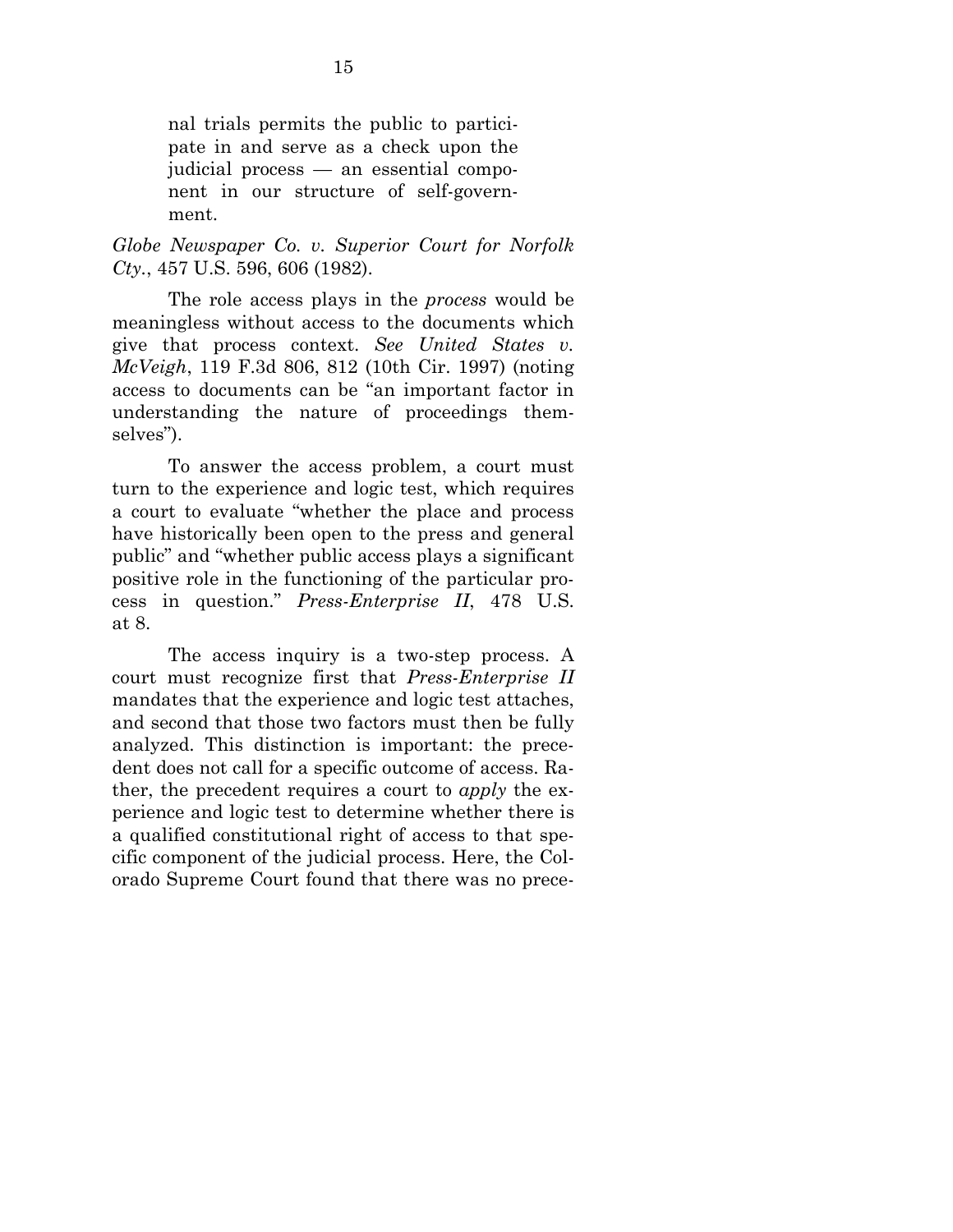> nal trials permits the public to participate in and serve as a check upon the judicial process — an essential component in our structure of self-government.

*Globe Newspaper Co. v. Superior Court for Norfolk Cty.*, 457 U.S. 596, 606 (1982).

The role access plays in the *process* would be meaningless without access to the documents which give that process context. *See United States v. McVeigh*, 119 F.3d 806, 812 (10th Cir. 1997) (noting access to documents can be "an important factor in understanding the nature of proceedings themselves").

To answer the access problem, a court must turn to the experience and logic test, which requires a court to evaluate "whether the place and process have historically been open to the press and general public" and "whether public access plays a significant positive role in the functioning of the particular process in question." *Press-Enterprise II*, 478 U.S. at 8.

The access inquiry is a two-step process. A court must recognize first that *Press-Enterprise II* mandates that the experience and logic test attaches, and second that those two factors must then be fully analyzed. This distinction is important: the precedent does not call for a specific outcome of access. Rather, the precedent requires a court to *apply* the experience and logic test to determine whether there is a qualified constitutional right of access to that specific component of the judicial process. Here, the Colorado Supreme Court found that there was no prece-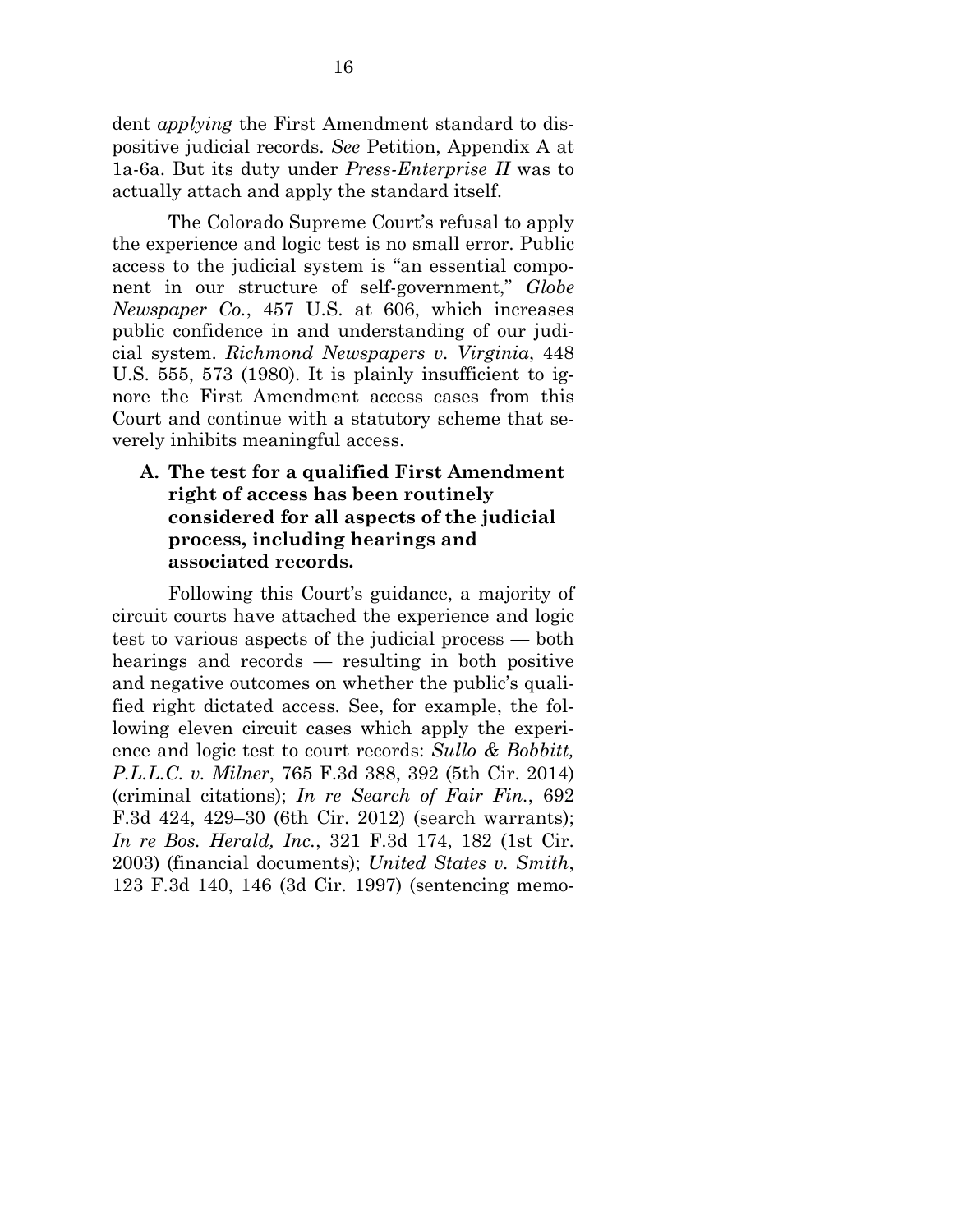dent *applying* the First Amendment standard to dispositive judicial records. *See* Petition, Appendix A at 1a-6a. But its duty under *Press-Enterprise II* was to actually attach and apply the standard itself.

The Colorado Supreme Court's refusal to apply the experience and logic test is no small error. Public access to the judicial system is "an essential component in our structure of self-government," *Globe Newspaper Co.*, 457 U.S. at 606, which increases public confidence in and understanding of our judicial system. *Richmond Newspapers v. Virginia*, 448 U.S. 555, 573 (1980). It is plainly insufficient to ignore the First Amendment access cases from this Court and continue with a statutory scheme that severely inhibits meaningful access.

### A. The test for a qualified First Amendment right of access has been routinely considered for all aspects of the judicial process, including hearings and associated records.

Following this Court's guidance, a majority of circuit courts have attached the experience and logic test to various aspects of the judicial process — both hearings and records — resulting in both positive and negative outcomes on whether the public's qualified right dictated access. See, for example, the following eleven circuit cases which apply the experience and logic test to court records: *Sullo & Bobbitt, P.L.L.C. v. Milner*, 765 F.3d 388, 392 (5th Cir. 2014) (criminal citations); *In re Search of Fair Fin.*, 692 F.3d 424, 429–30 (6th Cir. 2012) (search warrants); *In re Bos. Herald, Inc.*, 321 F.3d 174, 182 (1st Cir. 2003) (financial documents); *United States v. Smith*, 123 F.3d 140, 146 (3d Cir. 1997) (sentencing memo-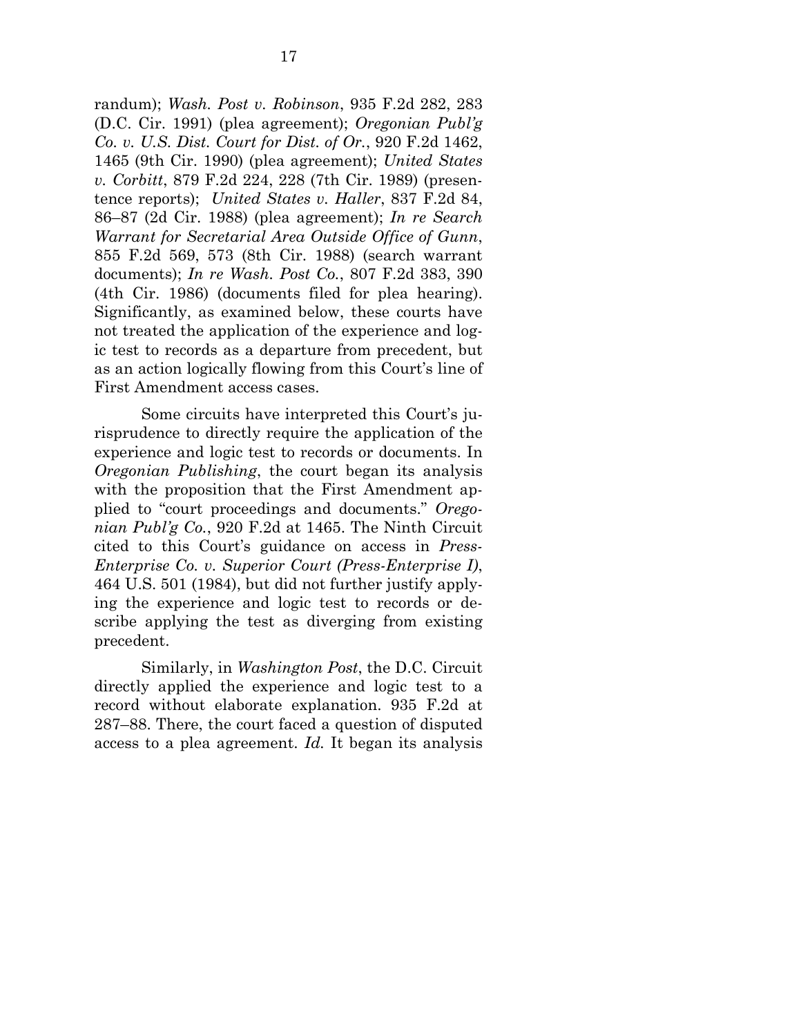randum); *Wash. Post v. Robinson*, 935 F.2d 282, 283 (D.C. Cir. 1991) (plea agreement); *Oregonian Publ'g Co. v. U.S. Dist. Court for Dist. of Or.*, 920 F.2d 1462, 1465 (9th Cir. 1990) (plea agreement); *United States v. Corbitt*, 879 F.2d 224, 228 (7th Cir. 1989) (presentence reports); *United States v. Haller*, 837 F.2d 84, 86–87 (2d Cir. 1988) (plea agreement); *In re Search Warrant for Secretarial Area Outside Office of Gunn*, 855 F.2d 569, 573 (8th Cir. 1988) (search warrant documents); *In re Wash. Post Co.*, 807 F.2d 383, 390 (4th Cir. 1986) (documents filed for plea hearing). Significantly, as examined below, these courts have not treated the application of the experience and logic test to records as a departure from precedent, but as an action logically flowing from this Court's line of First Amendment access cases.

Some circuits have interpreted this Court's jurisprudence to directly require the application of the experience and logic test to records or documents. In *Oregonian Publishing*, the court began its analysis with the proposition that the First Amendment applied to "court proceedings and documents." *Oregonian Publ'g Co.*, 920 F.2d at 1465. The Ninth Circuit cited to this Court's guidance on access in *Press-Enterprise Co. v. Superior Court (Press-Enterprise I)*, 464 U.S. 501 (1984), but did not further justify applying the experience and logic test to records or describe applying the test as diverging from existing precedent.

Similarly, in *Washington Post*, the D.C. Circuit directly applied the experience and logic test to a record without elaborate explanation. 935 F.2d at 287–88. There, the court faced a question of disputed access to a plea agreement. *Id.* It began its analysis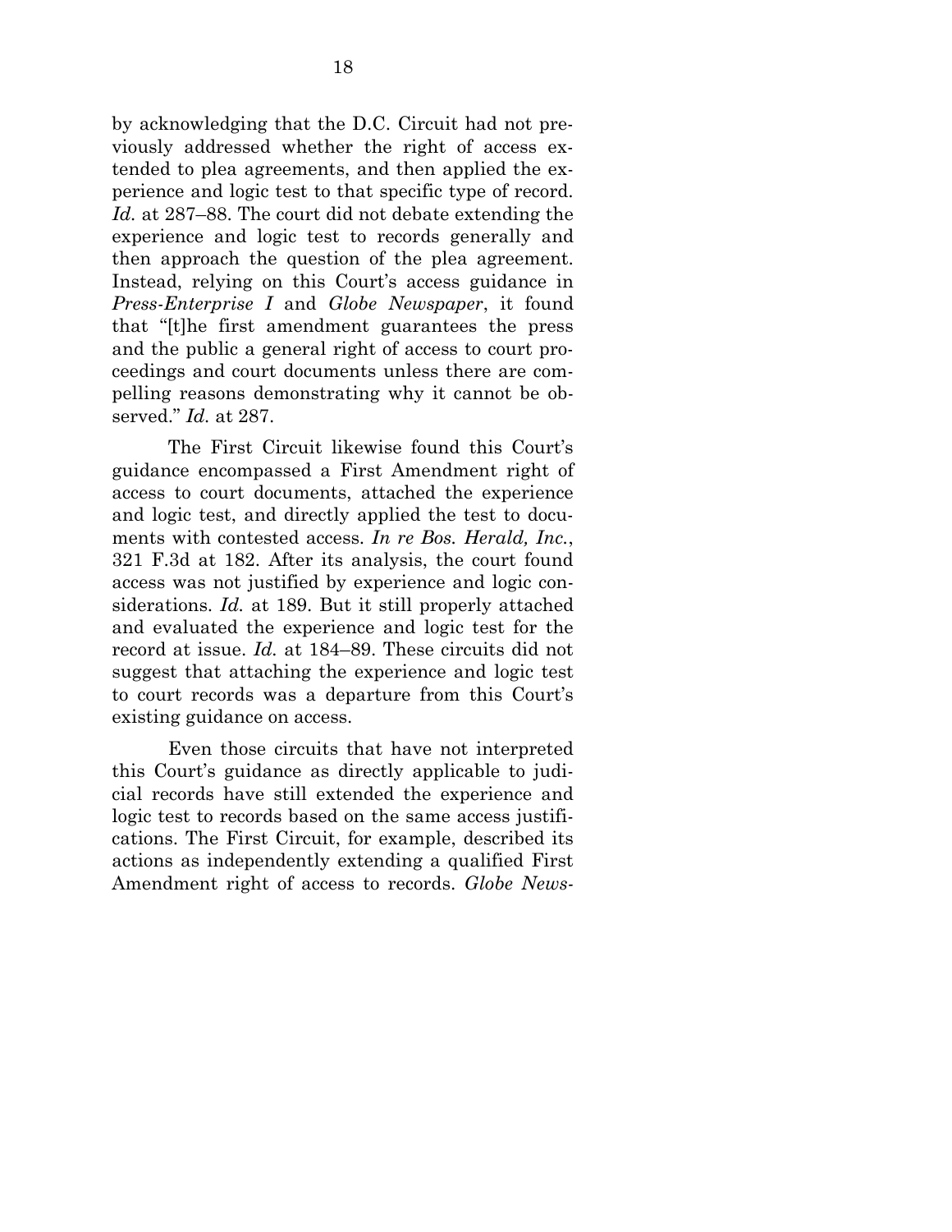by acknowledging that the D.C. Circuit had not previously addressed whether the right of access extended to plea agreements, and then applied the experience and logic test to that specific type of record. *Id.* at 287–88. The court did not debate extending the experience and logic test to records generally and then approach the question of the plea agreement. Instead, relying on this Court's access guidance in *Press-Enterprise I* and *Globe Newspaper*, it found that "[t]he first amendment guarantees the press and the public a general right of access to court proceedings and court documents unless there are compelling reasons demonstrating why it cannot be observed." *Id.* at 287.

The First Circuit likewise found this Court's guidance encompassed a First Amendment right of access to court documents, attached the experience and logic test, and directly applied the test to documents with contested access. *In re Bos. Herald, Inc.*, 321 F.3d at 182. After its analysis, the court found access was not justified by experience and logic considerations. *Id.* at 189. But it still properly attached and evaluated the experience and logic test for the record at issue. *Id.* at 184–89. These circuits did not suggest that attaching the experience and logic test to court records was a departure from this Court's existing guidance on access.

Even those circuits that have not interpreted this Court's guidance as directly applicable to judicial records have still extended the experience and logic test to records based on the same access justifications. The First Circuit, for example, described its actions as independently extending a qualified First Amendment right of access to records. *Globe News-*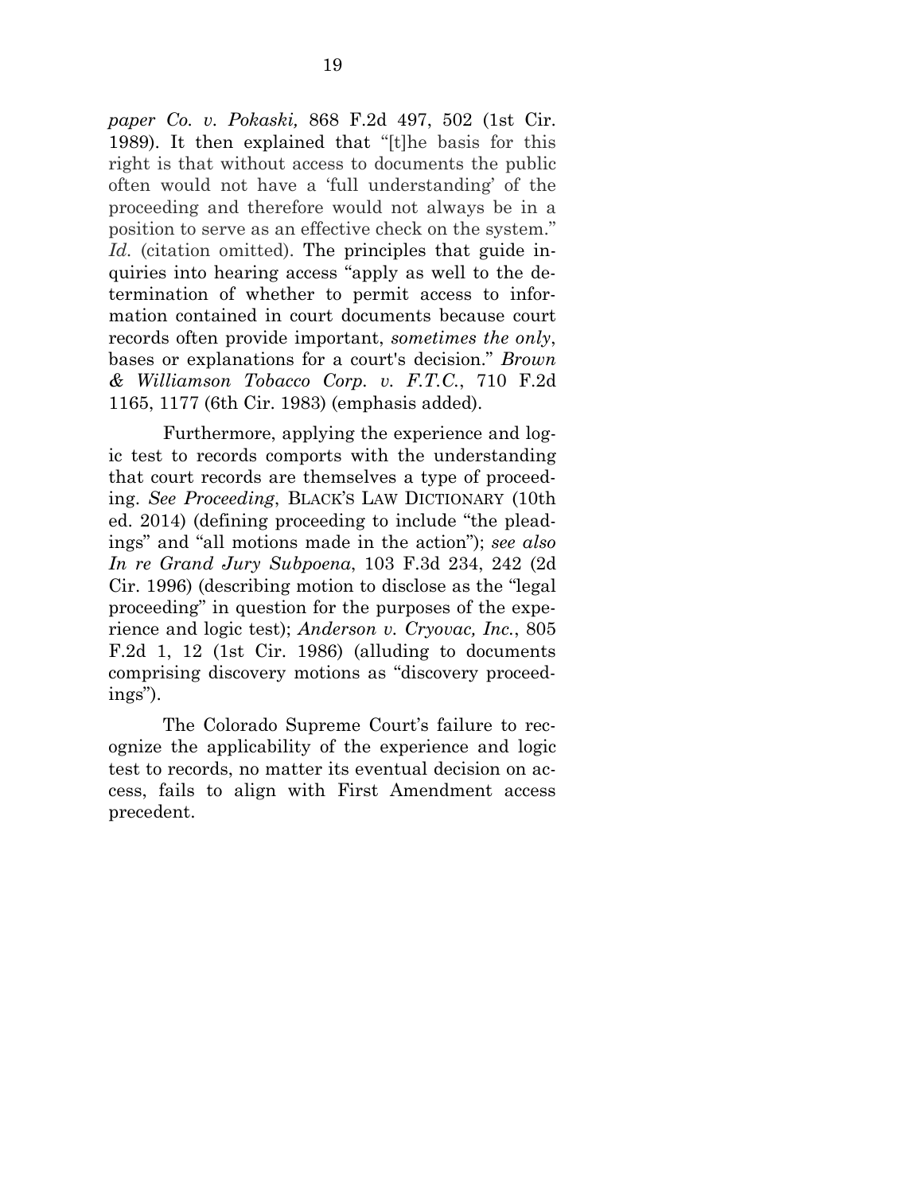*paper Co. v. Pokaski,* 868 F.2d 497, 502 (1st Cir. 1989). It then explained that "[t]he basis for this right is that without access to documents the public often would not have a 'full understanding' of the proceeding and therefore would not always be in a position to serve as an effective check on the system." *Id.* (citation omitted). The principles that guide inquiries into hearing access "apply as well to the determination of whether to permit access to information contained in court documents because court records often provide important, *sometimes the only*, bases or explanations for a court's decision." *Brown & Williamson Tobacco Corp. v. F.T.C.*, 710 F.2d 1165, 1177 (6th Cir. 1983) (emphasis added).

Furthermore, applying the experience and logic test to records comports with the understanding that court records are themselves a type of proceeding. *See Proceeding*, BLACK'S LAW DICTIONARY (10th ed. 2014) (defining proceeding to include "the pleadings" and "all motions made in the action"); *see also In re Grand Jury Subpoena*, 103 F.3d 234, 242 (2d Cir. 1996) (describing motion to disclose as the "legal proceeding" in question for the purposes of the experience and logic test); *Anderson v. Cryovac, Inc.*, 805 F.2d 1, 12 (1st Cir. 1986) (alluding to documents comprising discovery motions as "discovery proceedings").

The Colorado Supreme Court's failure to recognize the applicability of the experience and logic test to records, no matter its eventual decision on access, fails to align with First Amendment access precedent.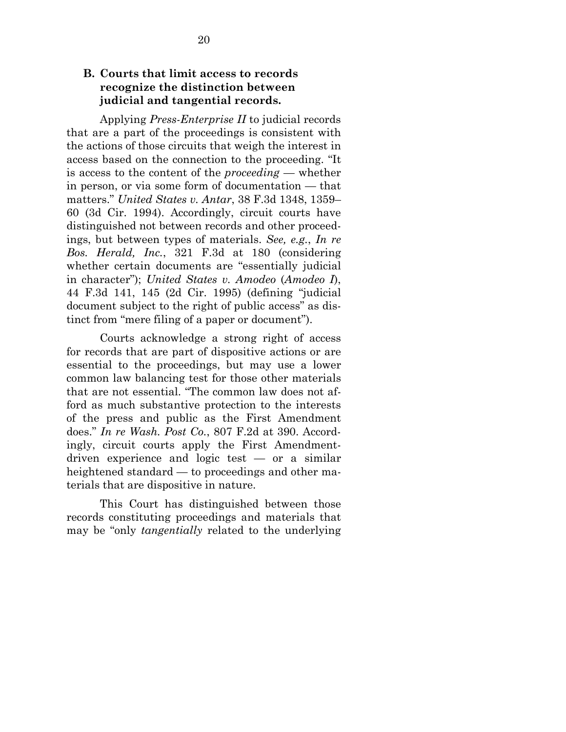### B. Courts that limit access to records recognize the distinction between judicial and tangential records.

Applying *Press-Enterprise II* to judicial records that are a part of the proceedings is consistent with the actions of those circuits that weigh the interest in access based on the connection to the proceeding. "It is access to the content of the *proceeding* — whether in person, or via some form of documentation — that matters." *United States v. Antar*, 38 F.3d 1348, 1359–60 (3d Cir. 1994). Accordingly, circuit courts have distinguished not between records and other proceedings, but between types of materials. *See, e.g.*, *In re Bos. Herald, Inc.*, 321 F.3d at 180 (considering whether certain documents are "essentially judicial in character"); *United States v. Amodeo* (*Amodeo I*), 44 F.3d 141, 145 (2d Cir. 1995) (defining "judicial document subject to the right of public access" as distinct from "mere filing of a paper or document").

Courts acknowledge a strong right of access for records that are part of dispositive actions or are essential to the proceedings, but may use a lower common law balancing test for those other materials that are not essential. "The common law does not afford as much substantive protection to the interests of the press and public as the First Amendment does." *In re Wash. Post Co.*, 807 F.2d at 390. Accordingly, circuit courts apply the First Amendment-driven experience and logic test — or a similar heightened standard — to proceedings and other materials that are dispositive in nature.

This Court has distinguished between those records constituting proceedings and materials that may be "only *tangentially* related to the underlying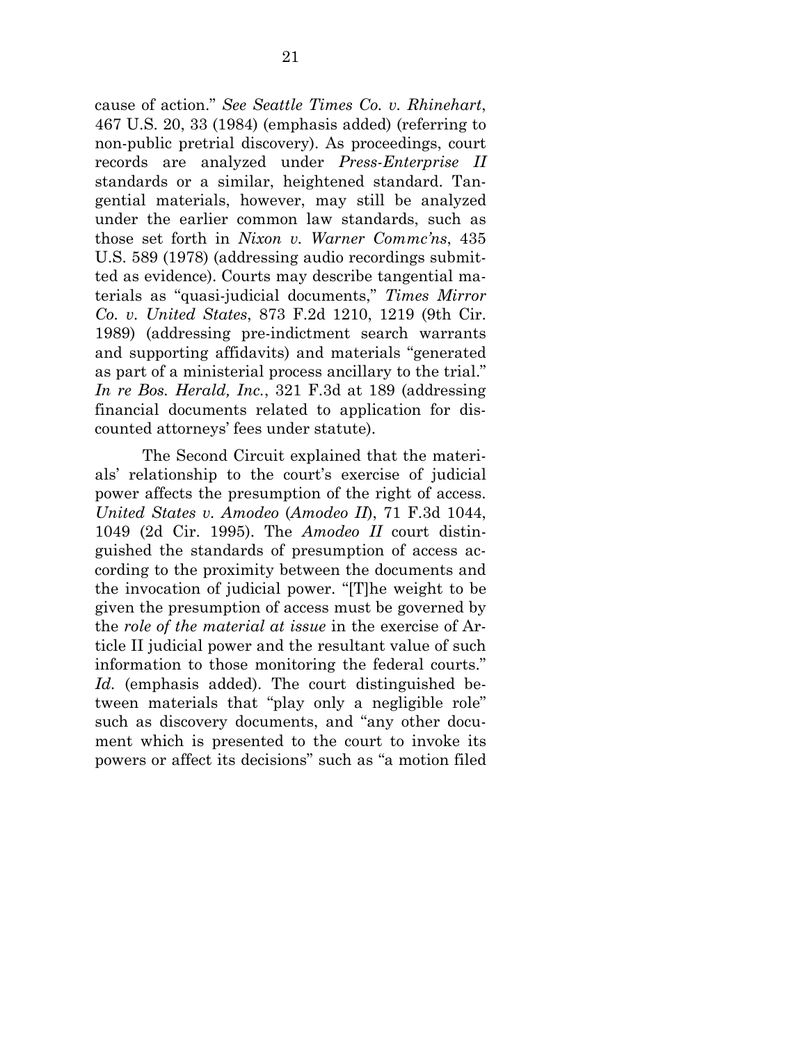cause of action." *See Seattle Times Co. v. Rhinehart*, 467 U.S. 20, 33 (1984) (emphasis added) (referring to non-public pretrial discovery). As proceedings, court records are analyzed under *Press-Enterprise II* standards or a similar, heightened standard. Tangential materials, however, may still be analyzed under the earlier common law standards, such as those set forth in *Nixon v. Warner Commc'ns*, 435 U.S. 589 (1978) (addressing audio recordings submitted as evidence). Courts may describe tangential materials as "quasi-judicial documents," *Times Mirror Co. v. United States*, 873 F.2d 1210, 1219 (9th Cir. 1989) (addressing pre-indictment search warrants and supporting affidavits) and materials "generated as part of a ministerial process ancillary to the trial." *In re Bos. Herald, Inc.*, 321 F.3d at 189 (addressing financial documents related to application for discounted attorneys' fees under statute).

The Second Circuit explained that the materials' relationship to the court's exercise of judicial power affects the presumption of the right of access. *United States v. Amodeo* (*Amodeo II*), 71 F.3d 1044, 1049 (2d Cir. 1995). The *Amodeo II* court distinguished the standards of presumption of access according to the proximity between the documents and the invocation of judicial power. "[T]he weight to be given the presumption of access must be governed by the *role of the material at issue* in the exercise of Article II judicial power and the resultant value of such information to those monitoring the federal courts." *Id.* (emphasis added). The court distinguished between materials that "play only a negligible role" such as discovery documents, and "any other document which is presented to the court to invoke its powers or affect its decisions" such as "a motion filed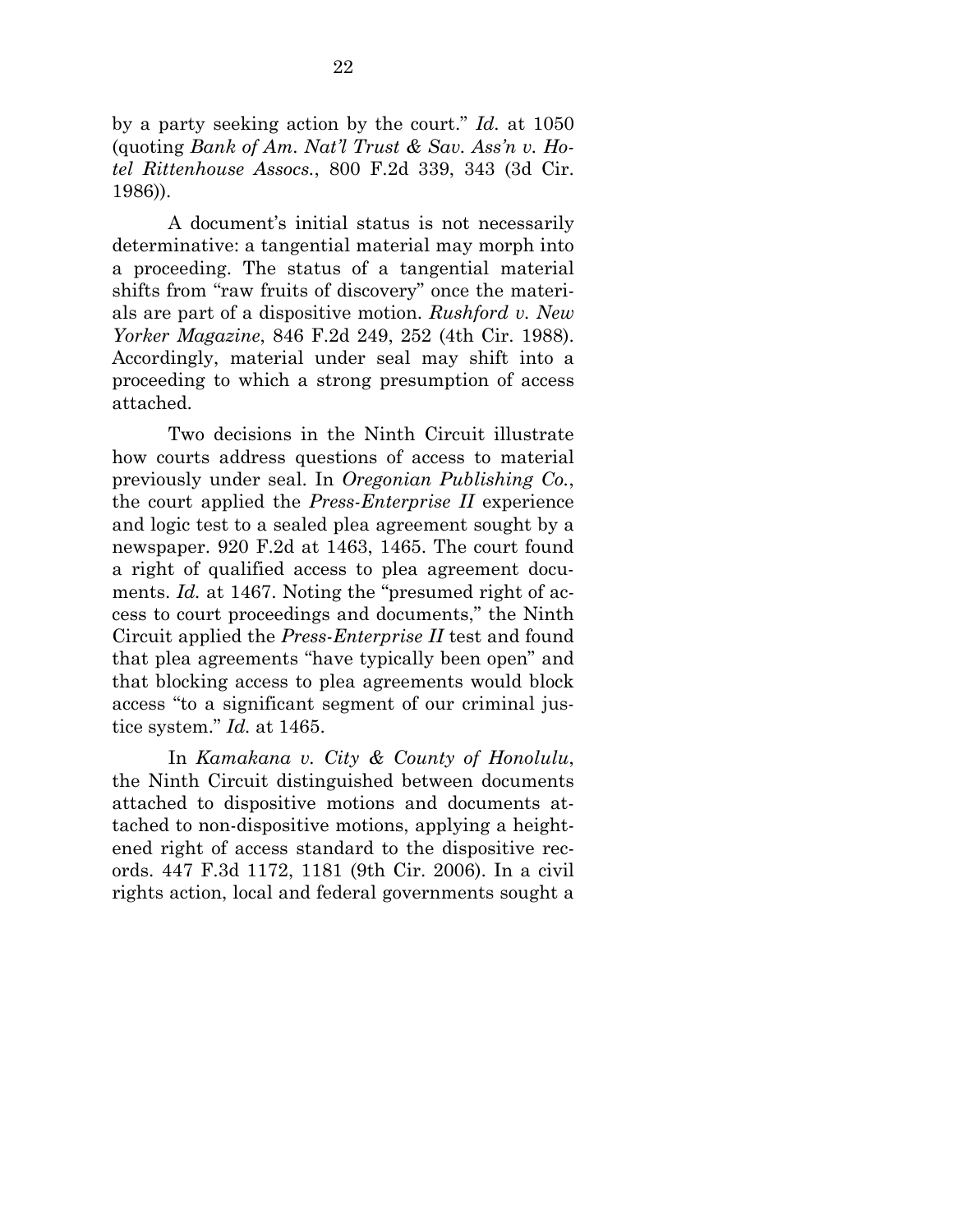by a party seeking action by the court." *Id.* at 1050 (quoting *Bank of Am. Nat'l Trust & Sav. Ass'n v. Hotel Rittenhouse Assocs.*, 800 F.2d 339, 343 (3d Cir. 1986)).

A document's initial status is not necessarily determinative: a tangential material may morph into a proceeding. The status of a tangential material shifts from "raw fruits of discovery" once the materials are part of a dispositive motion. *Rushford v. New Yorker Magazine*, 846 F.2d 249, 252 (4th Cir. 1988). Accordingly, material under seal may shift into a proceeding to which a strong presumption of access attached.

Two decisions in the Ninth Circuit illustrate how courts address questions of access to material previously under seal. In *Oregonian Publishing Co.*, the court applied the *Press-Enterprise II* experience and logic test to a sealed plea agreement sought by a newspaper. 920 F.2d at 1463, 1465. The court found a right of qualified access to plea agreement documents. *Id.* at 1467. Noting the "presumed right of access to court proceedings and documents," the Ninth Circuit applied the *Press-Enterprise II* test and found that plea agreements "have typically been open" and that blocking access to plea agreements would block access "to a significant segment of our criminal justice system." *Id.* at 1465.

In *Kamakana v. City & County of Honolulu*, the Ninth Circuit distinguished between documents attached to dispositive motions and documents attached to non-dispositive motions, applying a heightened right of access standard to the dispositive records. 447 F.3d 1172, 1181 (9th Cir. 2006). In a civil rights action, local and federal governments sought a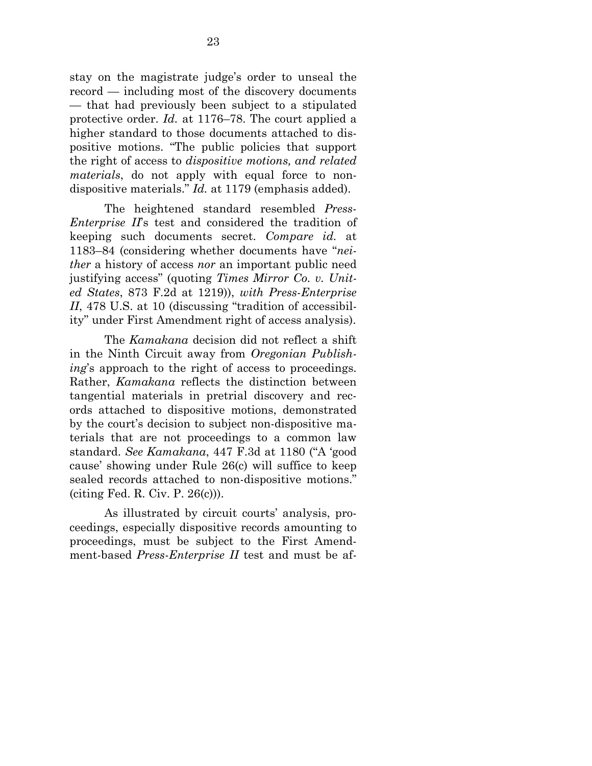stay on the magistrate judge's order to unseal the record — including most of the discovery documents — that had previously been subject to a stipulated protective order. *Id.* at 1176–78. The court applied a higher standard to those documents attached to dispositive motions. "The public policies that support the right of access to *dispositive motions, and related materials*, do not apply with equal force to non-dispositive materials." *Id.* at 1179 (emphasis added).

The heightened standard resembled *Press-Enterprise II*'s test and considered the tradition of keeping such documents secret. *Compare id.* at 1183–84 (considering whether documents have "*neither* a history of access *nor* an important public need justifying access" (quoting *Times Mirror Co. v. United States*, 873 F.2d at 1219)), *with Press-Enterprise II*, 478 U.S. at 10 (discussing "tradition of accessibility" under First Amendment right of access analysis).

The *Kamakana* decision did not reflect a shift in the Ninth Circuit away from *Oregonian Publishing*'s approach to the right of access to proceedings. Rather, *Kamakana* reflects the distinction between tangential materials in pretrial discovery and records attached to dispositive motions, demonstrated by the court's decision to subject non-dispositive materials that are not proceedings to a common law standard. *See Kamakana*, 447 F.3d at 1180 ("A 'good cause' showing under Rule 26(c) will suffice to keep sealed records attached to non-dispositive motions." (citing Fed. R. Civ. P. 26(c))).

As illustrated by circuit courts' analysis, proceedings, especially dispositive records amounting to proceedings, must be subject to the First Amendment-based *Press-Enterprise II* test and must be af-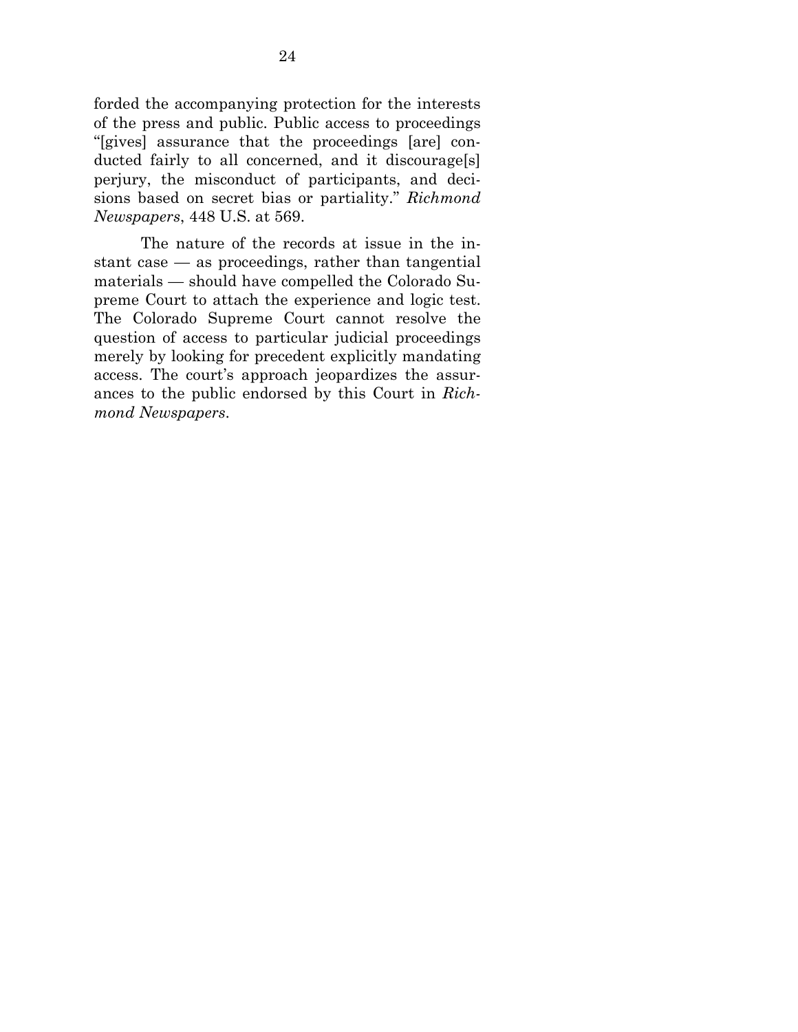forded the accompanying protection for the interests of the press and public. Public access to proceedings "[gives] assurance that the proceedings [are] conducted fairly to all concerned, and it discourage[s] perjury, the misconduct of participants, and decisions based on secret bias or partiality." *Richmond Newspapers*, 448 U.S. at 569.

The nature of the records at issue in the instant case — as proceedings, rather than tangential materials — should have compelled the Colorado Supreme Court to attach the experience and logic test. The Colorado Supreme Court cannot resolve the question of access to particular judicial proceedings merely by looking for precedent explicitly mandating access. The court's approach jeopardizes the assurances to the public endorsed by this Court in *Richmond Newspapers*.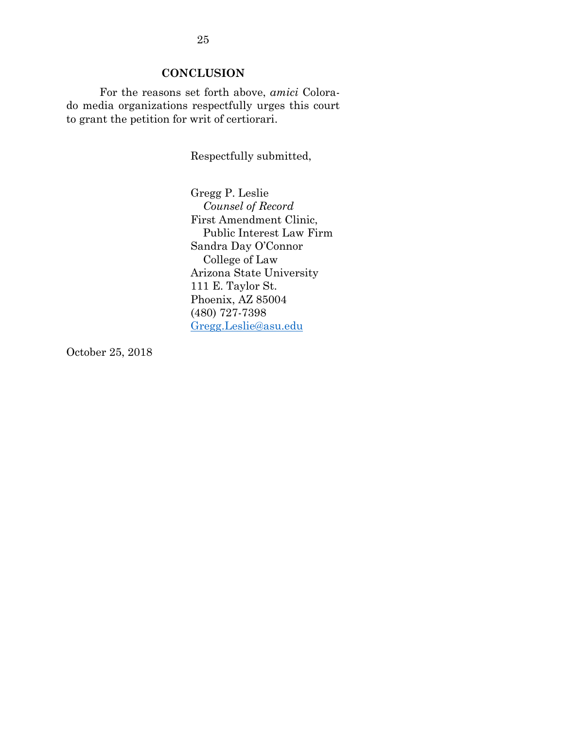## CONCLUSION

For the reasons set forth above, *amici* Colorado media organizations respectfully urges this court to grant the petition for writ of certiorari.

Respectfully submitted,

Gregg P. Leslie
*Counsel of Record*
First Amendment Clinic,
Public Interest Law Firm
Sandra Day O'Connor
College of Law
Arizona State University
111 E. Taylor St.
Phoenix, AZ 85004
(480) 727-7398
Gregg.Leslie@asu.edu

October 25, 2018